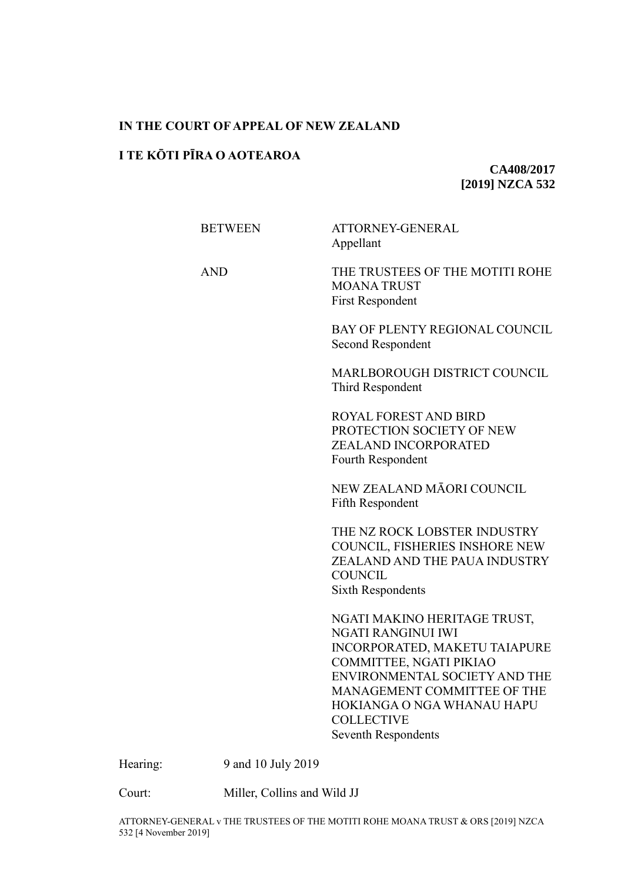**IN THE COURT OF APPEAL OF NEW ZEALAND**

**I TE KŌTI PĪRA O AOTEAROA**

**CA408/2017**
**[2019] NZCA 532**

| | |
|---|---|
| BETWEEN | ATTORNEY-GENERAL<br>Appellant |
| AND | THE TRUSTEES OF THE MOTITI ROHE MOANA TRUST<br>First Respondent |
| | BAY OF PLENTY REGIONAL COUNCIL<br>Second Respondent |
| | MARLBOROUGH DISTRICT COUNCIL<br>Third Respondent |
| | ROYAL FOREST AND BIRD PROTECTION SOCIETY OF NEW ZEALAND INCORPORATED<br>Fourth Respondent |
| | NEW ZEALAND MĀORI COUNCIL<br>Fifth Respondent |
| | THE NZ ROCK LOBSTER INDUSTRY COUNCIL, FISHERIES INSHORE NEW ZEALAND AND THE PAUA INDUSTRY COUNCIL<br>Sixth Respondents |
| | NGATI MAKINO HERITAGE TRUST, NGATI RANGINUI IWI INCORPORATED, MAKETU TAIAPURE COMMITTEE, NGATI PIKIAO ENVIRONMENTAL SOCIETY AND THE MANAGEMENT COMMITTEE OF THE HOKIANGA O NGA WHANAU HAPU COLLECTIVE<br>Seventh Respondents |

Hearing: 9 and 10 July 2019

Court: Miller, Collins and Wild JJ

ATTORNEY-GENERAL v THE TRUSTEES OF THE MOTITI ROHE MOANA TRUST & ORS [2019] NZCA 532 [4 November 2019]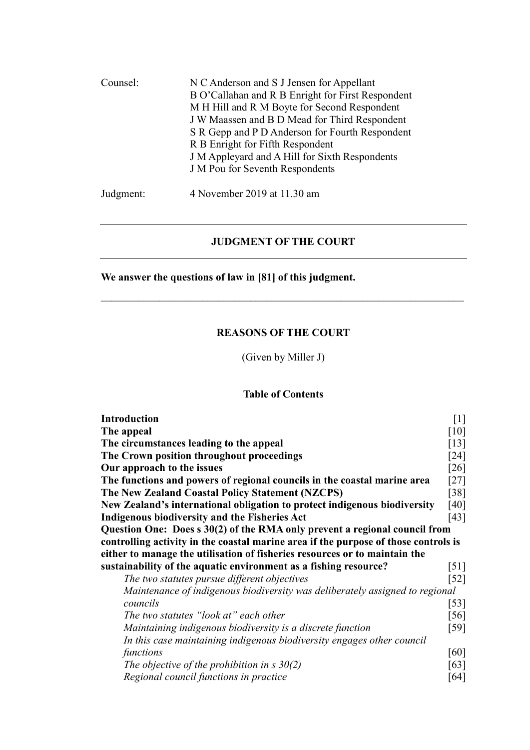| | |
|---|---|
| Counsel: | N C Anderson and S J Jensen for Appellant<br>B O'Callahan and R B Enright for First Respondent<br>M H Hill and R M Boyte for Second Respondent<br>J W Maassen and B D Mead for Third Respondent<br>S R Gepp and P D Anderson for Fourth Respondent<br>R B Enright for Fifth Respondent<br>J M Appleyard and A Hill for Sixth Respondents<br>J M Pou for Seventh Respondents |
| Judgment: | 4 November 2019 at 11.30 am |

---

## JUDGMENT OF THE COURT

---

**We answer the questions of law in [81] of this judgment.**

---

## REASONS OF THE COURT

(Given by Miller J)

### Table of Contents

| | |
|---|---|
| **Introduction** | [1] |
| **The appeal** | [10] |
| **The circumstances leading to the appeal** | [13] |
| **The Crown position throughout proceedings** | [24] |
| **Our approach to the issues** | [26] |
| **The functions and powers of regional councils in the coastal marine area** | [27] |
| **The New Zealand Coastal Policy Statement (NZCPS)** | [38] |
| **New Zealand's international obligation to protect indigenous biodiversity** | [40] |
| **Indigenous biodiversity and the Fisheries Act** | [43] |
| **Question One: Does s 30(2) of the RMA only prevent a regional council from controlling activity in the coastal marine area if the purpose of those controls is either to manage the utilisation of fisheries resources or to maintain the sustainability of the aquatic environment as a fishing resource?** | [51] |
| *The two statutes pursue different objectives* | [52] |
| *Maintenance of indigenous biodiversity was deliberately assigned to regional councils* | [53] |
| *The two statutes "look at" each other* | [56] |
| *Maintaining indigenous biodiversity is a discrete function* | [59] |
| *In this case maintaining indigenous biodiversity engages other council functions* | [60] |
| *The objective of the prohibition in s 30(2)* | [63] |
| *Regional council functions in practice* | [64] |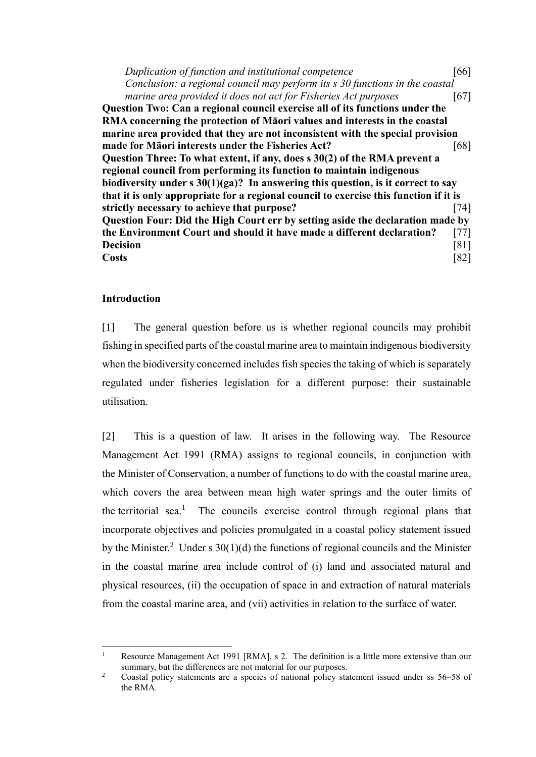*Duplication of function and institutional competence* [66]

*Conclusion: a regional council may perform its s 30 functions in the coastal marine area provided it does not act for Fisheries Act purposes* [67]

**Question Two: Can a regional council exercise all of its functions under the RMA concerning the protection of Māori values and interests in the coastal marine area provided that they are not inconsistent with the special provision made for Māori interests under the Fisheries Act?** [68]

**Question Three: To what extent, if any, does s 30(2) of the RMA prevent a regional council from performing its function to maintain indigenous biodiversity under s 30(1)(ga)? In answering this question, is it correct to say that it is only appropriate for a regional council to exercise this function if it is strictly necessary to achieve that purpose?** [74]

**Question Four: Did the High Court err by setting aside the declaration made by the Environment Court and should it have made a different declaration?** [77]

**Decision** [81]

**Costs** [82]

## Introduction

[1] The general question before us is whether regional councils may prohibit fishing in specified parts of the coastal marine area to maintain indigenous biodiversity when the biodiversity concerned includes fish species the taking of which is separately regulated under fisheries legislation for a different purpose: their sustainable utilisation.

[2] This is a question of law. It arises in the following way. The Resource Management Act 1991 (RMA) assigns to regional councils, in conjunction with the Minister of Conservation, a number of functions to do with the coastal marine area, which covers the area between mean high water springs and the outer limits of the territorial sea.[1] The councils exercise control through regional plans that incorporate objectives and policies promulgated in a coastal policy statement issued by the Minister.[2] Under s 30(1)(d) the functions of regional councils and the Minister in the coastal marine area include control of (i) land and associated natural and physical resources, (ii) the occupation of space in and extraction of natural materials from the coastal marine area, and (vii) activities in relation to the surface of water.

---

[1] Resource Management Act 1991 [RMA], s 2. The definition is a little more extensive than our summary, but the differences are not material for our purposes.

[2] Coastal policy statements are a species of national policy statement issued under ss 56–58 of the RMA.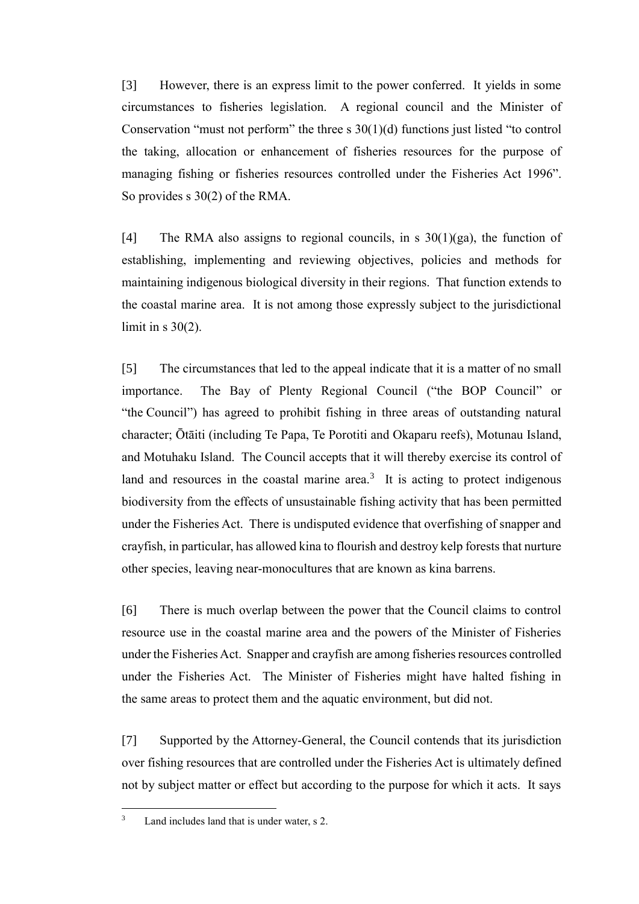[3] However, there is an express limit to the power conferred. It yields in some circumstances to fisheries legislation. A regional council and the Minister of Conservation "must not perform" the three s 30(1)(d) functions just listed "to control the taking, allocation or enhancement of fisheries resources for the purpose of managing fishing or fisheries resources controlled under the Fisheries Act 1996". So provides s 30(2) of the RMA.

[4] The RMA also assigns to regional councils, in s 30(1)(ga), the function of establishing, implementing and reviewing objectives, policies and methods for maintaining indigenous biological diversity in their regions. That function extends to the coastal marine area. It is not among those expressly subject to the jurisdictional limit in s 30(2).

[5] The circumstances that led to the appeal indicate that it is a matter of no small importance. The Bay of Plenty Regional Council ("the BOP Council" or "the Council") has agreed to prohibit fishing in three areas of outstanding natural character; Ōtāiti (including Te Papa, Te Porotiti and Okaparu reefs), Motunau Island, and Motuhaku Island. The Council accepts that it will thereby exercise its control of land and resources in the coastal marine area.[3] It is acting to protect indigenous biodiversity from the effects of unsustainable fishing activity that has been permitted under the Fisheries Act. There is undisputed evidence that overfishing of snapper and crayfish, in particular, has allowed kina to flourish and destroy kelp forests that nurture other species, leaving near-monocultures that are known as kina barrens.

[6] There is much overlap between the power that the Council claims to control resource use in the coastal marine area and the powers of the Minister of Fisheries under the Fisheries Act. Snapper and crayfish are among fisheries resources controlled under the Fisheries Act. The Minister of Fisheries might have halted fishing in the same areas to protect them and the aquatic environment, but did not.

[7] Supported by the Attorney-General, the Council contends that its jurisdiction over fishing resources that are controlled under the Fisheries Act is ultimately defined not by subject matter or effect but according to the purpose for which it acts. It says

[3] Land includes land that is under water, s 2.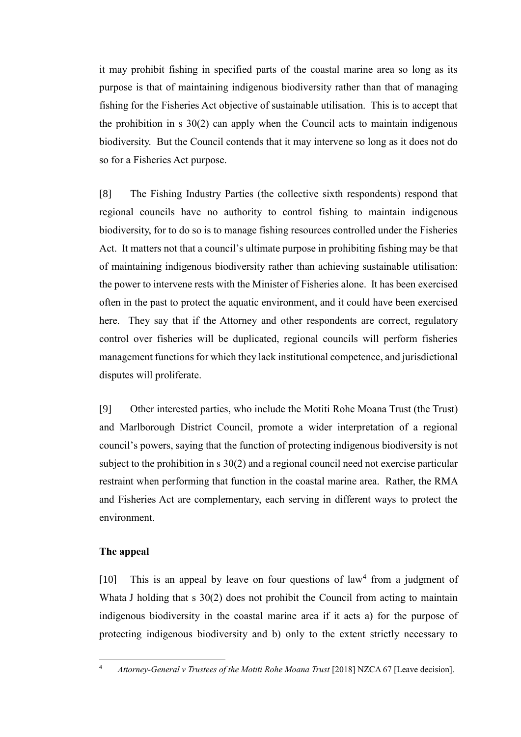it may prohibit fishing in specified parts of the coastal marine area so long as its purpose is that of maintaining indigenous biodiversity rather than that of managing fishing for the Fisheries Act objective of sustainable utilisation. This is to accept that the prohibition in s 30(2) can apply when the Council acts to maintain indigenous biodiversity. But the Council contends that it may intervene so long as it does not do so for a Fisheries Act purpose.

[8] The Fishing Industry Parties (the collective sixth respondents) respond that regional councils have no authority to control fishing to maintain indigenous biodiversity, for to do so is to manage fishing resources controlled under the Fisheries Act. It matters not that a council's ultimate purpose in prohibiting fishing may be that of maintaining indigenous biodiversity rather than achieving sustainable utilisation: the power to intervene rests with the Minister of Fisheries alone. It has been exercised often in the past to protect the aquatic environment, and it could have been exercised here. They say that if the Attorney and other respondents are correct, regulatory control over fisheries will be duplicated, regional councils will perform fisheries management functions for which they lack institutional competence, and jurisdictional disputes will proliferate.

[9] Other interested parties, who include the Motiti Rohe Moana Trust (the Trust) and Marlborough District Council, promote a wider interpretation of a regional council's powers, saying that the function of protecting indigenous biodiversity is not subject to the prohibition in s 30(2) and a regional council need not exercise particular restraint when performing that function in the coastal marine area. Rather, the RMA and Fisheries Act are complementary, each serving in different ways to protect the environment.

## The appeal

[10] This is an appeal by leave on four questions of law[4] from a judgment of Whata J holding that s 30(2) does not prohibit the Council from acting to maintain indigenous biodiversity in the coastal marine area if it acts a) for the purpose of protecting indigenous biodiversity and b) only to the extent strictly necessary to

---

[4] *Attorney-General v Trustees of the Motiti Rohe Moana Trust* [2018] NZCA 67 [Leave decision].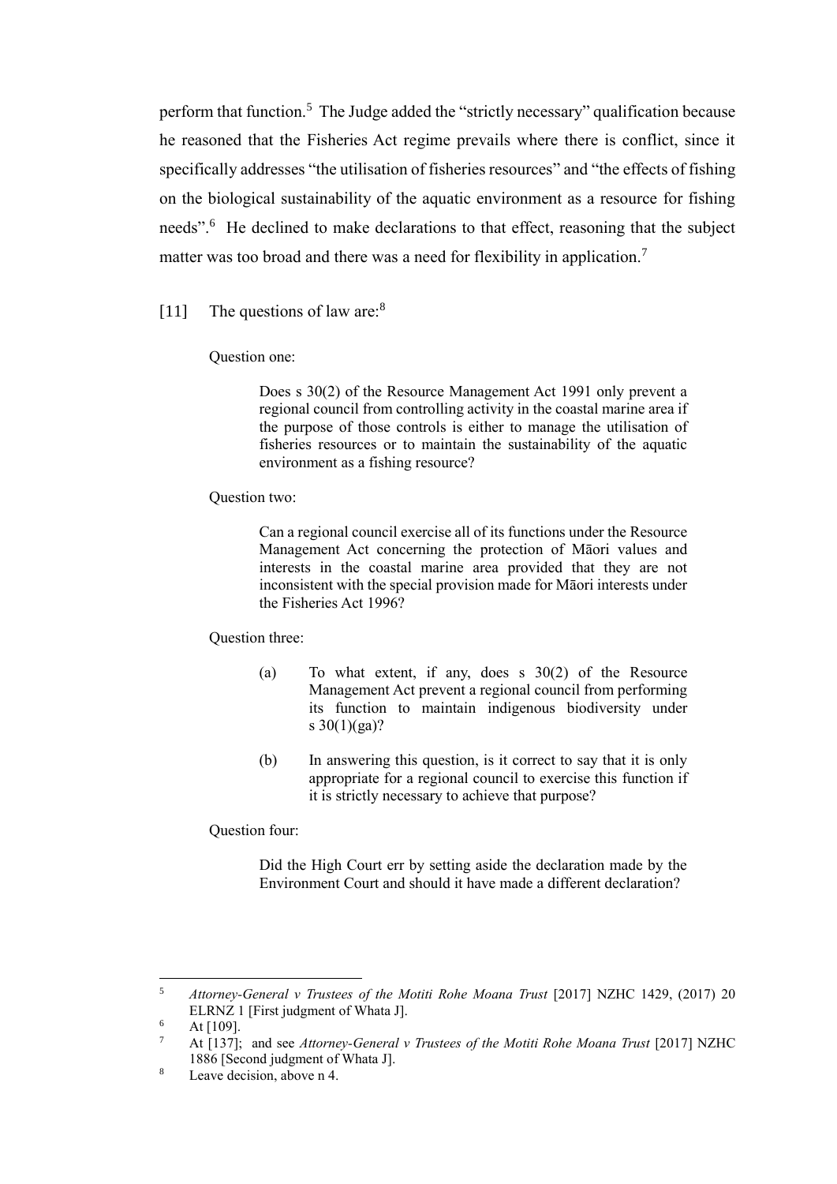perform that function.[5] The Judge added the "strictly necessary" qualification because he reasoned that the Fisheries Act regime prevails where there is conflict, since it specifically addresses "the utilisation of fisheries resources" and "the effects of fishing on the biological sustainability of the aquatic environment as a resource for fishing needs".[6] He declined to make declarations to that effect, reasoning that the subject matter was too broad and there was a need for flexibility in application.[7]

[11] The questions of law are:[8]

Question one:

> Does s 30(2) of the Resource Management Act 1991 only prevent a regional council from controlling activity in the coastal marine area if the purpose of those controls is either to manage the utilisation of fisheries resources or to maintain the sustainability of the aquatic environment as a fishing resource?

Question two:

> Can a regional council exercise all of its functions under the Resource Management Act concerning the protection of Māori values and interests in the coastal marine area provided that they are not inconsistent with the special provision made for Māori interests under the Fisheries Act 1996?

Question three:

> (a) To what extent, if any, does s 30(2) of the Resource Management Act prevent a regional council from performing its function to maintain indigenous biodiversity under s 30(1)(ga)?
>
> (b) In answering this question, is it correct to say that it is only appropriate for a regional council to exercise this function if it is strictly necessary to achieve that purpose?

Question four:

> Did the High Court err by setting aside the declaration made by the Environment Court and should it have made a different declaration?

---

[5] *Attorney-General v Trustees of the Motiti Rohe Moana Trust* [2017] NZHC 1429, (2017) 20 ELRNZ 1 [First judgment of Whata J].

[6] At [109].

[7] At [137]; and see *Attorney-General v Trustees of the Motiti Rohe Moana Trust* [2017] NZHC 1886 [Second judgment of Whata J].

[8] Leave decision, above n 4.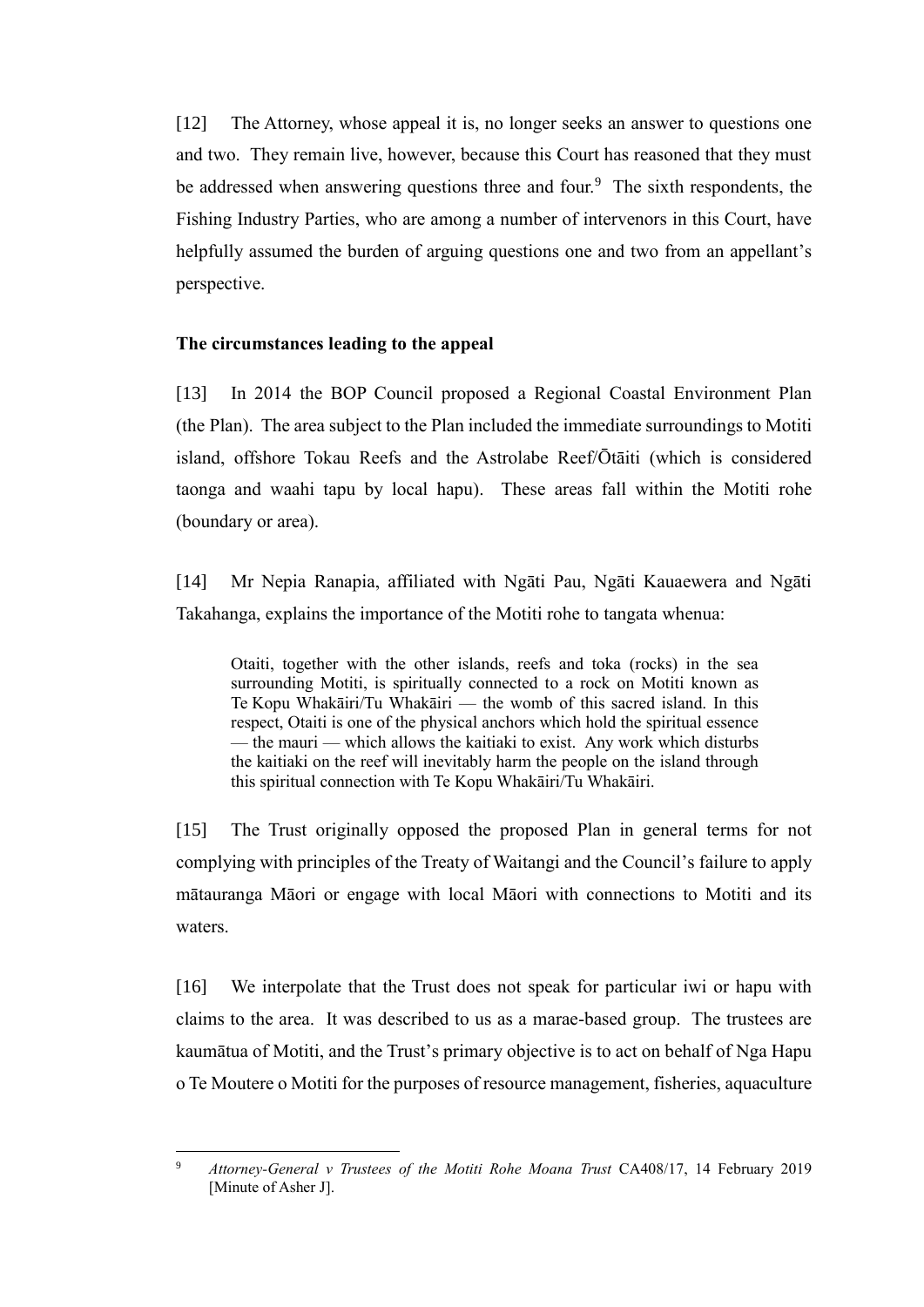[12] The Attorney, whose appeal it is, no longer seeks an answer to questions one and two. They remain live, however, because this Court has reasoned that they must be addressed when answering questions three and four.[9] The sixth respondents, the Fishing Industry Parties, who are among a number of intervenors in this Court, have helpfully assumed the burden of arguing questions one and two from an appellant's perspective.

**The circumstances leading to the appeal**

[13] In 2014 the BOP Council proposed a Regional Coastal Environment Plan (the Plan). The area subject to the Plan included the immediate surroundings to Motiti island, offshore Tokau Reefs and the Astrolabe Reef/Ōtāiti (which is considered taonga and waahi tapu by local hapu). These areas fall within the Motiti rohe (boundary or area).

[14] Mr Nepia Ranapia, affiliated with Ngāti Pau, Ngāti Kauaewera and Ngāti Takahanga, explains the importance of the Motiti rohe to tangata whenua:

> Otaiti, together with the other islands, reefs and toka (rocks) in the sea surrounding Motiti, is spiritually connected to a rock on Motiti known as Te Kopu Whakāiri/Tu Whakāiri — the womb of this sacred island. In this respect, Otaiti is one of the physical anchors which hold the spiritual essence — the mauri — which allows the kaitiaki to exist. Any work which disturbs the kaitiaki on the reef will inevitably harm the people on the island through this spiritual connection with Te Kopu Whakāiri/Tu Whakāiri.

[15] The Trust originally opposed the proposed Plan in general terms for not complying with principles of the Treaty of Waitangi and the Council's failure to apply mātauranga Māori or engage with local Māori with connections to Motiti and its waters.

[16] We interpolate that the Trust does not speak for particular iwi or hapu with claims to the area. It was described to us as a marae-based group. The trustees are kaumātua of Motiti, and the Trust's primary objective is to act on behalf of Nga Hapu o Te Moutere o Motiti for the purposes of resource management, fisheries, aquaculture

---

[9] *Attorney-General v Trustees of the Motiti Rohe Moana Trust* CA408/17, 14 February 2019 [Minute of Asher J].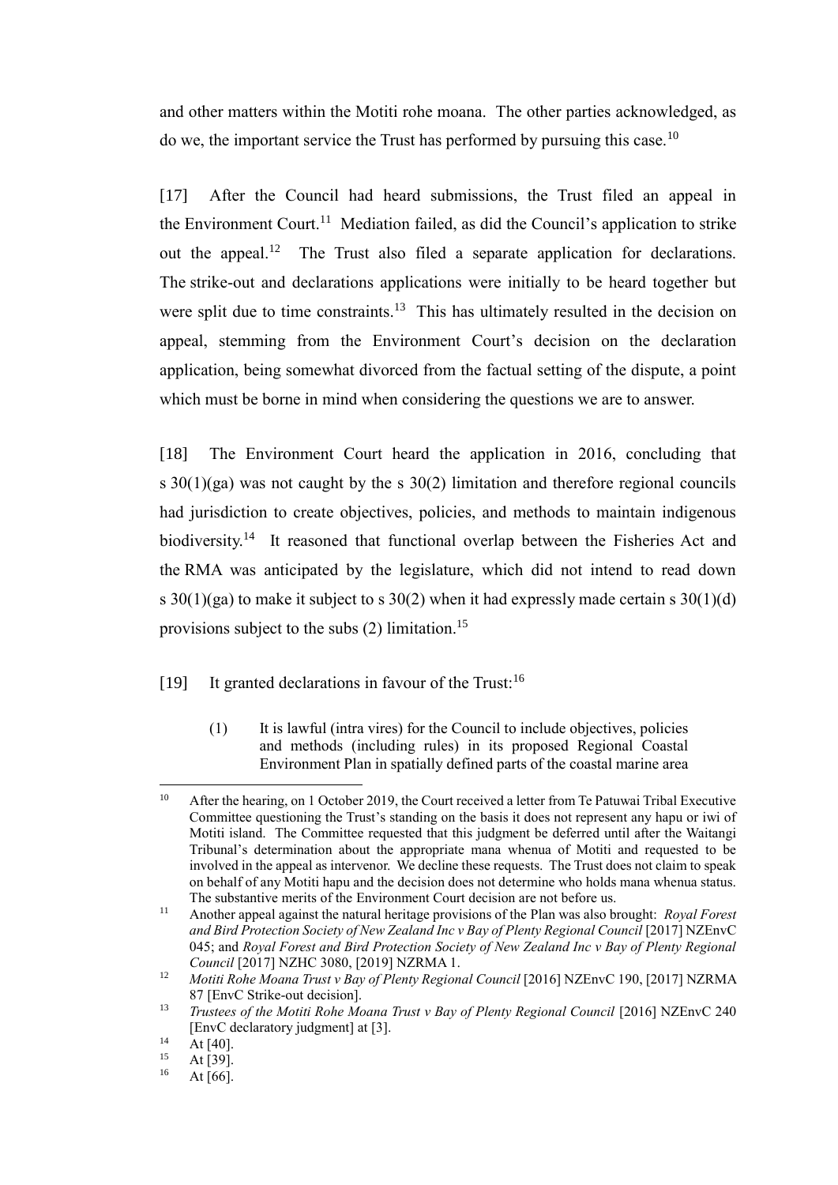and other matters within the Motiti rohe moana. The other parties acknowledged, as do we, the important service the Trust has performed by pursuing this case.[10]

[17] After the Council had heard submissions, the Trust filed an appeal in the Environment Court.[11] Mediation failed, as did the Council's application to strike out the appeal.[12] The Trust also filed a separate application for declarations. The strike-out and declarations applications were initially to be heard together but were split due to time constraints.[13] This has ultimately resulted in the decision on appeal, stemming from the Environment Court's decision on the declaration application, being somewhat divorced from the factual setting of the dispute, a point which must be borne in mind when considering the questions we are to answer.

[18] The Environment Court heard the application in 2016, concluding that s 30(1)(ga) was not caught by the s 30(2) limitation and therefore regional councils had jurisdiction to create objectives, policies, and methods to maintain indigenous biodiversity.[14] It reasoned that functional overlap between the Fisheries Act and the RMA was anticipated by the legislature, which did not intend to read down s 30(1)(ga) to make it subject to s 30(2) when it had expressly made certain s 30(1)(d) provisions subject to the subs (2) limitation.[15]

[19] It granted declarations in favour of the Trust:[16]

> (1) It is lawful (intra vires) for the Council to include objectives, policies and methods (including rules) in its proposed Regional Coastal Environment Plan in spatially defined parts of the coastal marine area

---

[10] After the hearing, on 1 October 2019, the Court received a letter from Te Patuwai Tribal Executive Committee questioning the Trust's standing on the basis it does not represent any hapu or iwi of Motiti island. The Committee requested that this judgment be deferred until after the Waitangi Tribunal's determination about the appropriate mana whenua of Motiti and requested to be involved in the appeal as intervenor. We decline these requests. The Trust does not claim to speak on behalf of any Motiti hapu and the decision does not determine who holds mana whenua status. The substantive merits of the Environment Court decision are not before us.

[11] Another appeal against the natural heritage provisions of the Plan was also brought: *Royal Forest and Bird Protection Society of New Zealand Inc v Bay of Plenty Regional Council* [2017] NZEnvC 045; and *Royal Forest and Bird Protection Society of New Zealand Inc v Bay of Plenty Regional Council* [2017] NZHC 3080, [2019] NZRMA 1.

[12] *Motiti Rohe Moana Trust v Bay of Plenty Regional Council* [2016] NZEnvC 190, [2017] NZRMA 87 [EnvC Strike-out decision].

[13] *Trustees of the Motiti Rohe Moana Trust v Bay of Plenty Regional Council* [2016] NZEnvC 240 [EnvC declaratory judgment] at [3].

[14] At [40].

[15] At [39].

[16] At [66].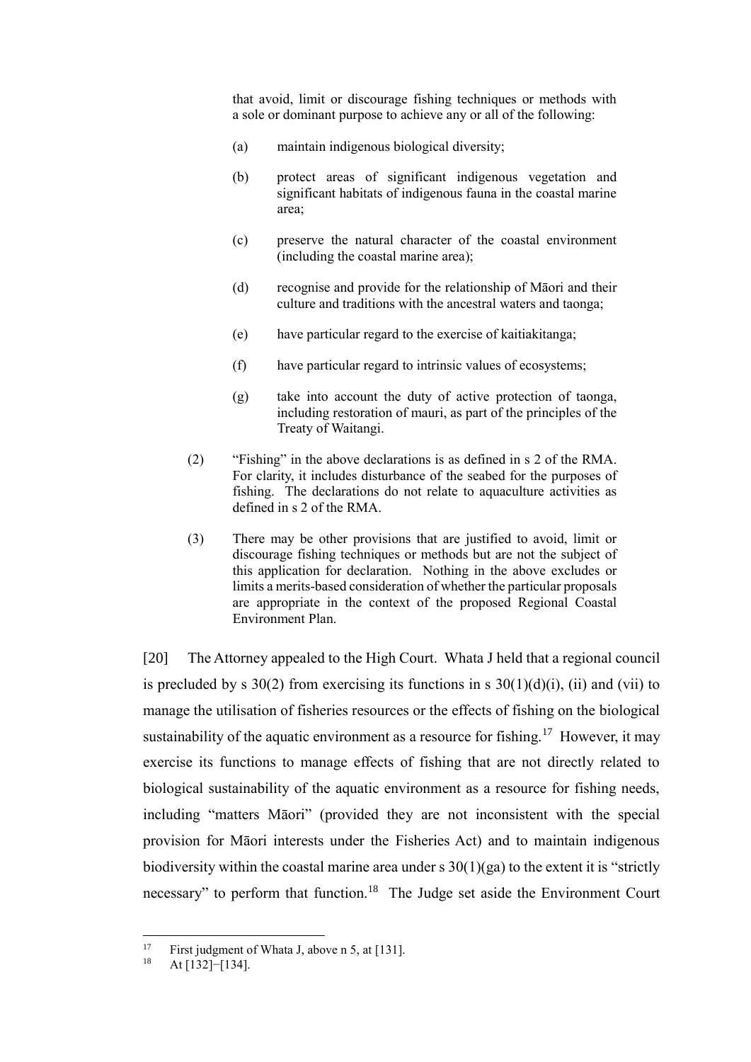that avoid, limit or discourage fishing techniques or methods with a sole or dominant purpose to achieve any or all of the following:

(a) maintain indigenous biological diversity;

(b) protect areas of significant indigenous vegetation and significant habitats of indigenous fauna in the coastal marine area;

(c) preserve the natural character of the coastal environment (including the coastal marine area);

(d) recognise and provide for the relationship of Māori and their culture and traditions with the ancestral waters and taonga;

(e) have particular regard to the exercise of kaitiakitanga;

(f) have particular regard to intrinsic values of ecosystems;

(g) take into account the duty of active protection of taonga, including restoration of mauri, as part of the principles of the Treaty of Waitangi.

(2) "Fishing" in the above declarations is as defined in s 2 of the RMA. For clarity, it includes disturbance of the seabed for the purposes of fishing. The declarations do not relate to aquaculture activities as defined in s 2 of the RMA.

(3) There may be other provisions that are justified to avoid, limit or discourage fishing techniques or methods but are not the subject of this application for declaration. Nothing in the above excludes or limits a merits-based consideration of whether the particular proposals are appropriate in the context of the proposed Regional Coastal Environment Plan.

[20] The Attorney appealed to the High Court. Whata J held that a regional council is precluded by s 30(2) from exercising its functions in s 30(1)(d)(i), (ii) and (vii) to manage the utilisation of fisheries resources or the effects of fishing on the biological sustainability of the aquatic environment as a resource for fishing.[17] However, it may exercise its functions to manage effects of fishing that are not directly related to biological sustainability of the aquatic environment as a resource for fishing needs, including "matters Māori" (provided they are not inconsistent with the special provision for Māori interests under the Fisheries Act) and to maintain indigenous biodiversity within the coastal marine area under s 30(1)(ga) to the extent it is "strictly necessary" to perform that function.[18] The Judge set aside the Environment Court

---

[17] First judgment of Whata J, above n 5, at [131].

[18] At [132]−[134].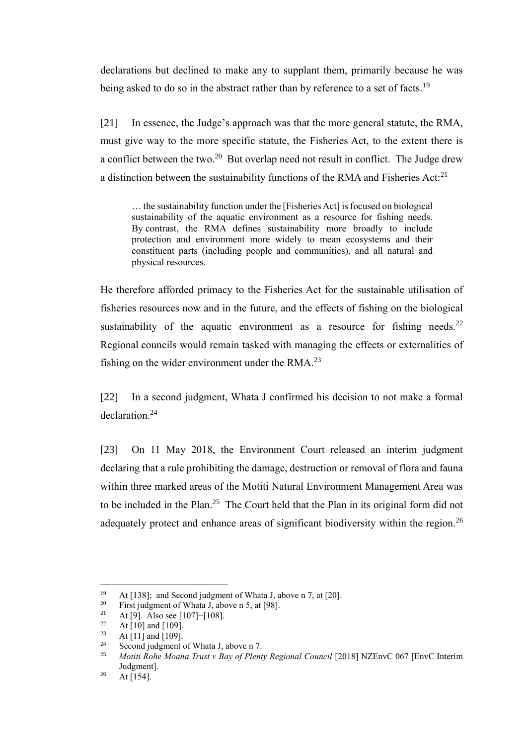declarations but declined to make any to supplant them, primarily because he was being asked to do so in the abstract rather than by reference to a set of facts.[19]

[21] In essence, the Judge's approach was that the more general statute, the RMA, must give way to the more specific statute, the Fisheries Act, to the extent there is a conflict between the two.[20] But overlap need not result in conflict. The Judge drew a distinction between the sustainability functions of the RMA and Fisheries Act:[21]

> … the sustainability function under the [Fisheries Act] is focused on biological sustainability of the aquatic environment as a resource for fishing needs. By contrast, the RMA defines sustainability more broadly to include protection and environment more widely to mean ecosystems and their constituent parts (including people and communities), and all natural and physical resources.

He therefore afforded primacy to the Fisheries Act for the sustainable utilisation of fisheries resources now and in the future, and the effects of fishing on the biological sustainability of the aquatic environment as a resource for fishing needs.[22] Regional councils would remain tasked with managing the effects or externalities of fishing on the wider environment under the RMA.[23]

[22] In a second judgment, Whata J confirmed his decision to not make a formal declaration.[24]

[23] On 11 May 2018, the Environment Court released an interim judgment declaring that a rule prohibiting the damage, destruction or removal of flora and fauna within three marked areas of the Motiti Natural Environment Management Area was to be included in the Plan.[25] The Court held that the Plan in its original form did not adequately protect and enhance areas of significant biodiversity within the region.[26]

---

[19] At [138]; and Second judgment of Whata J, above n 7, at [20].

[20] First judgment of Whata J, above n 5, at [98].

[21] At [9]. Also see [107]−[108].

[22] At [10] and [109].

[23] At [11] and [109].

[24] Second judgment of Whata J, above n 7.

[25] *Motiti Rohe Moana Trust v Bay of Plenty Regional Council* [2018] NZEnvC 067 [EnvC Interim Judgment].

[26] At [154].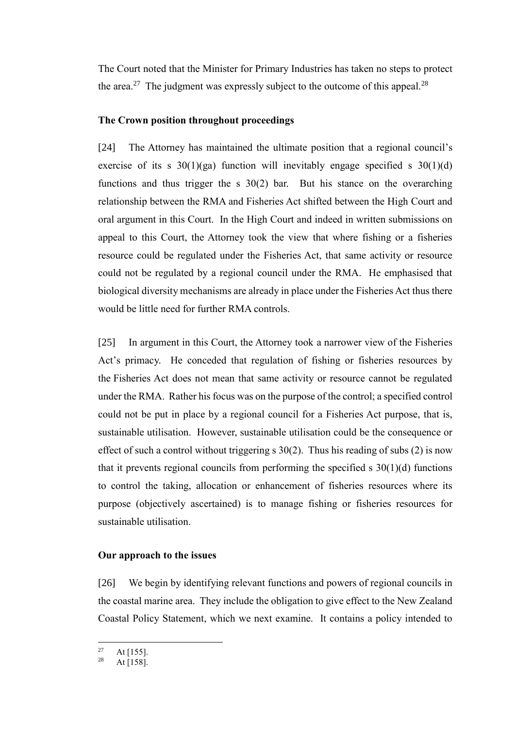The Court noted that the Minister for Primary Industries has taken no steps to protect the area.[27] The judgment was expressly subject to the outcome of this appeal.[28]

### The Crown position throughout proceedings

[24] The Attorney has maintained the ultimate position that a regional council's exercise of its s 30(1)(ga) function will inevitably engage specified s 30(1)(d) functions and thus trigger the s 30(2) bar. But his stance on the overarching relationship between the RMA and Fisheries Act shifted between the High Court and oral argument in this Court. In the High Court and indeed in written submissions on appeal to this Court, the Attorney took the view that where fishing or a fisheries resource could be regulated under the Fisheries Act, that same activity or resource could not be regulated by a regional council under the RMA. He emphasised that biological diversity mechanisms are already in place under the Fisheries Act thus there would be little need for further RMA controls.

[25] In argument in this Court, the Attorney took a narrower view of the Fisheries Act's primacy. He conceded that regulation of fishing or fisheries resources by the Fisheries Act does not mean that same activity or resource cannot be regulated under the RMA. Rather his focus was on the purpose of the control; a specified control could not be put in place by a regional council for a Fisheries Act purpose, that is, sustainable utilisation. However, sustainable utilisation could be the consequence or effect of such a control without triggering s 30(2). Thus his reading of subs (2) is now that it prevents regional councils from performing the specified s 30(1)(d) functions to control the taking, allocation or enhancement of fisheries resources where its purpose (objectively ascertained) is to manage fishing or fisheries resources for sustainable utilisation.

### Our approach to the issues

[26] We begin by identifying relevant functions and powers of regional councils in the coastal marine area. They include the obligation to give effect to the New Zealand Coastal Policy Statement, which we next examine. It contains a policy intended to

[27] At [155].
[28] At [158].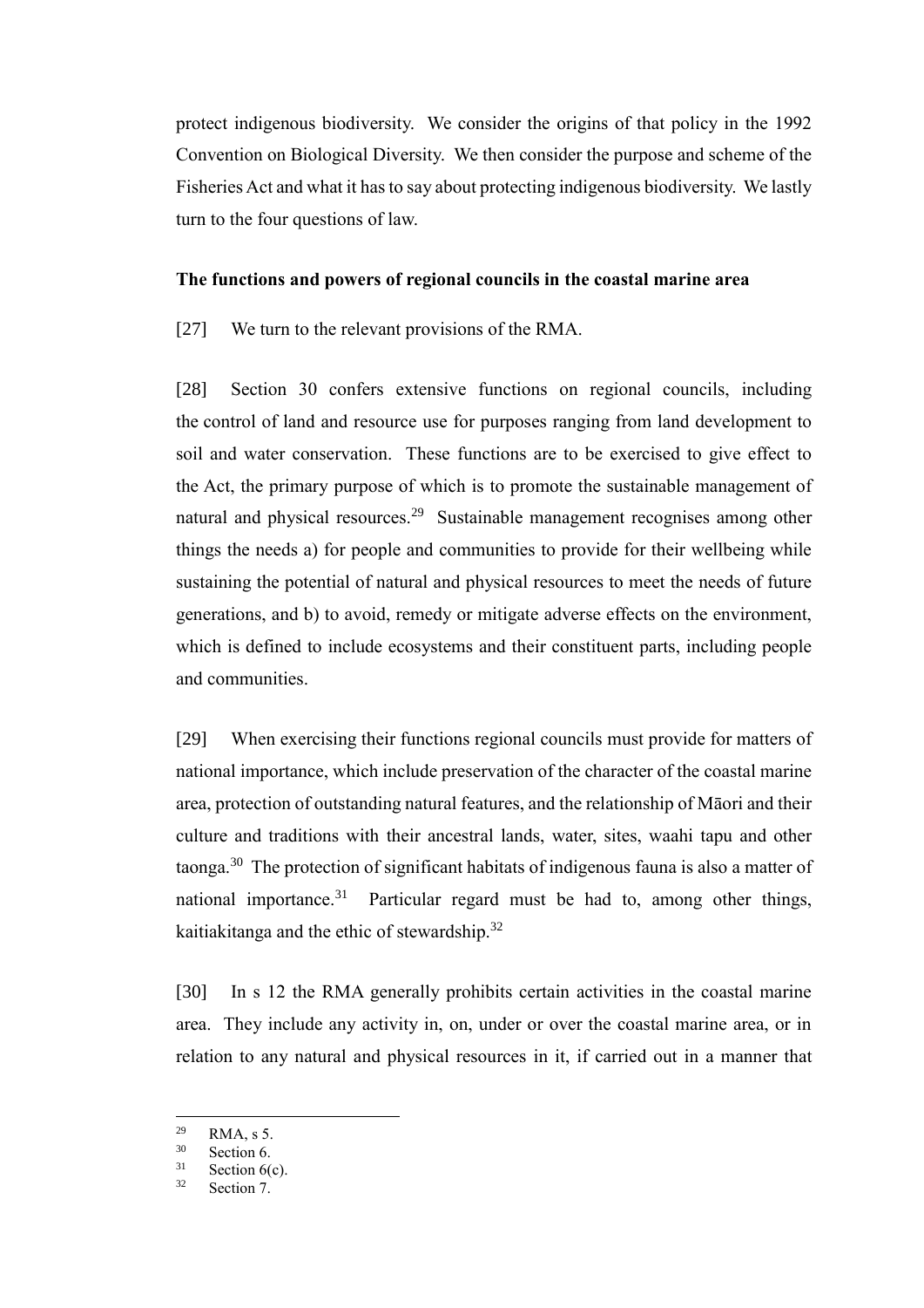protect indigenous biodiversity. We consider the origins of that policy in the 1992 Convention on Biological Diversity. We then consider the purpose and scheme of the Fisheries Act and what it has to say about protecting indigenous biodiversity. We lastly turn to the four questions of law.

**The functions and powers of regional councils in the coastal marine area**

[27] We turn to the relevant provisions of the RMA.

[28] Section 30 confers extensive functions on regional councils, including the control of land and resource use for purposes ranging from land development to soil and water conservation. These functions are to be exercised to give effect to the Act, the primary purpose of which is to promote the sustainable management of natural and physical resources.[29] Sustainable management recognises among other things the needs a) for people and communities to provide for their wellbeing while sustaining the potential of natural and physical resources to meet the needs of future generations, and b) to avoid, remedy or mitigate adverse effects on the environment, which is defined to include ecosystems and their constituent parts, including people and communities.

[29] When exercising their functions regional councils must provide for matters of national importance, which include preservation of the character of the coastal marine area, protection of outstanding natural features, and the relationship of Māori and their culture and traditions with their ancestral lands, water, sites, waahi tapu and other taonga.[30] The protection of significant habitats of indigenous fauna is also a matter of national importance.[31] Particular regard must be had to, among other things, kaitiakitanga and the ethic of stewardship.[32]

[30] In s 12 the RMA generally prohibits certain activities in the coastal marine area. They include any activity in, on, under or over the coastal marine area, or in relation to any natural and physical resources in it, if carried out in a manner that

---

[29] RMA, s 5.

[30] Section 6.

[31] Section 6(c).

[32] Section 7.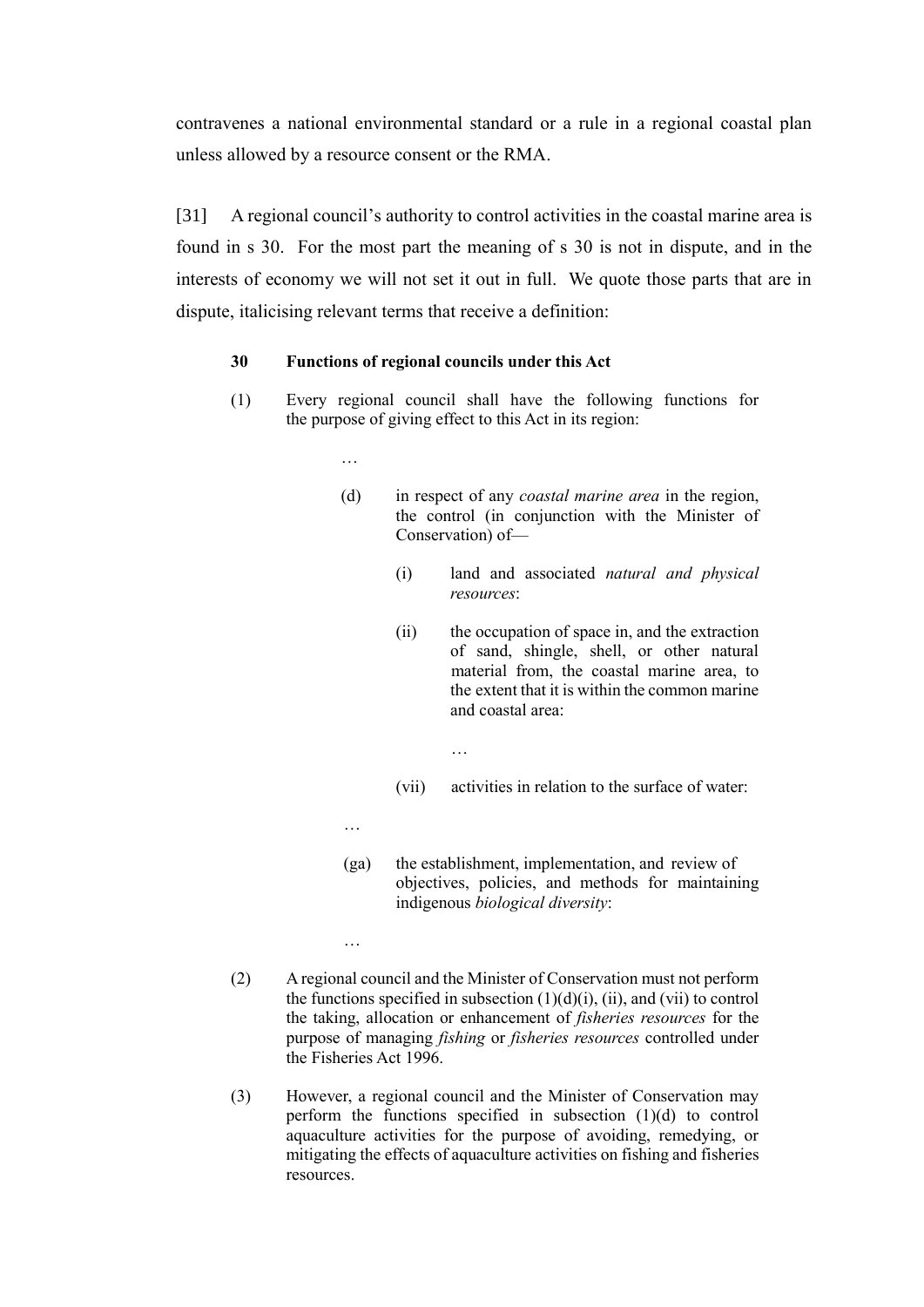contravenes a national environmental standard or a rule in a regional coastal plan unless allowed by a resource consent or the RMA.

[31] A regional council's authority to control activities in the coastal marine area is found in s 30. For the most part the meaning of s 30 is not in dispute, and in the interests of economy we will not set it out in full. We quote those parts that are in dispute, italicising relevant terms that receive a definition:

> **30 Functions of regional councils under this Act**
>
> (1) Every regional council shall have the following functions for the purpose of giving effect to this Act in its region:
>
> …
>
> (d) in respect of any *coastal marine area* in the region, the control (in conjunction with the Minister of Conservation) of—
>
> (i) land and associated *natural and physical resources*:
>
> (ii) the occupation of space in, and the extraction of sand, shingle, shell, or other natural material from, the coastal marine area, to the extent that it is within the common marine and coastal area:
>
> …
>
> (vii) activities in relation to the surface of water:
>
> …
>
> (ga) the establishment, implementation, and review of objectives, policies, and methods for maintaining indigenous *biological diversity*:
>
> …
>
> (2) A regional council and the Minister of Conservation must not perform the functions specified in subsection (1)(d)(i), (ii), and (vii) to control the taking, allocation or enhancement of *fisheries resources* for the purpose of managing *fishing* or *fisheries resources* controlled under the Fisheries Act 1996.
>
> (3) However, a regional council and the Minister of Conservation may perform the functions specified in subsection (1)(d) to control aquaculture activities for the purpose of avoiding, remedying, or mitigating the effects of aquaculture activities on fishing and fisheries resources.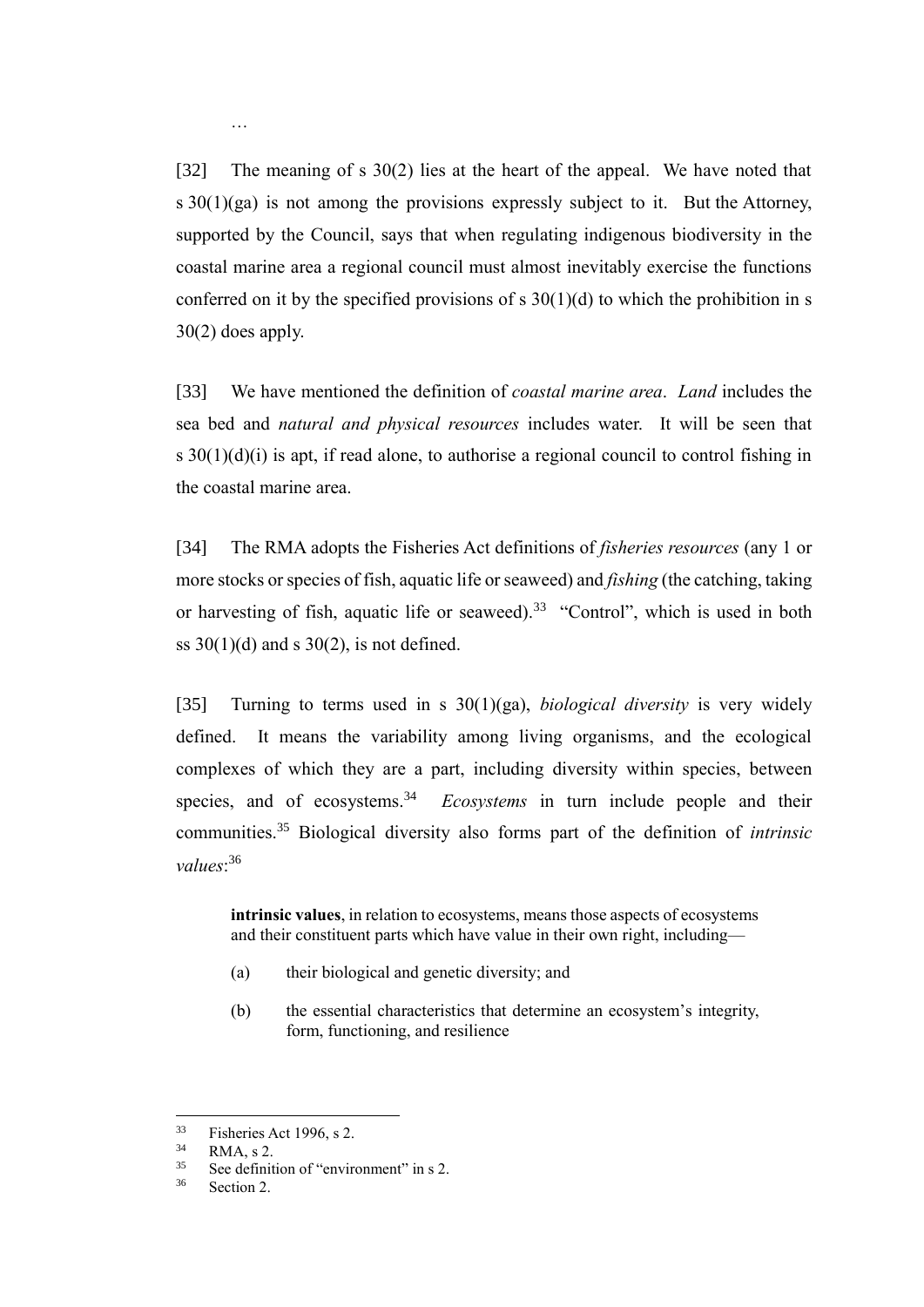…

[32] The meaning of s 30(2) lies at the heart of the appeal. We have noted that s 30(1)(ga) is not among the provisions expressly subject to it. But the Attorney, supported by the Council, says that when regulating indigenous biodiversity in the coastal marine area a regional council must almost inevitably exercise the functions conferred on it by the specified provisions of s 30(1)(d) to which the prohibition in s 30(2) does apply.

[33] We have mentioned the definition of *coastal marine area*. *Land* includes the sea bed and *natural and physical resources* includes water. It will be seen that s 30(1)(d)(i) is apt, if read alone, to authorise a regional council to control fishing in the coastal marine area.

[34] The RMA adopts the Fisheries Act definitions of *fisheries resources* (any 1 or more stocks or species of fish, aquatic life or seaweed) and *fishing* (the catching, taking or harvesting of fish, aquatic life or seaweed).[33] "Control", which is used in both ss 30(1)(d) and s 30(2), is not defined.

[35] Turning to terms used in s 30(1)(ga), *biological diversity* is very widely defined. It means the variability among living organisms, and the ecological complexes of which they are a part, including diversity within species, between species, and of ecosystems.[34] *Ecosystems* in turn include people and their communities.[35] Biological diversity also forms part of the definition of *intrinsic values*:[36]

> **intrinsic values**, in relation to ecosystems, means those aspects of ecosystems and their constituent parts which have value in their own right, including—
>
> (a) their biological and genetic diversity; and
>
> (b) the essential characteristics that determine an ecosystem's integrity, form, functioning, and resilience

---

[33] Fisheries Act 1996, s 2.
[34] RMA, s 2.
[35] See definition of "environment" in s 2.
[36] Section 2.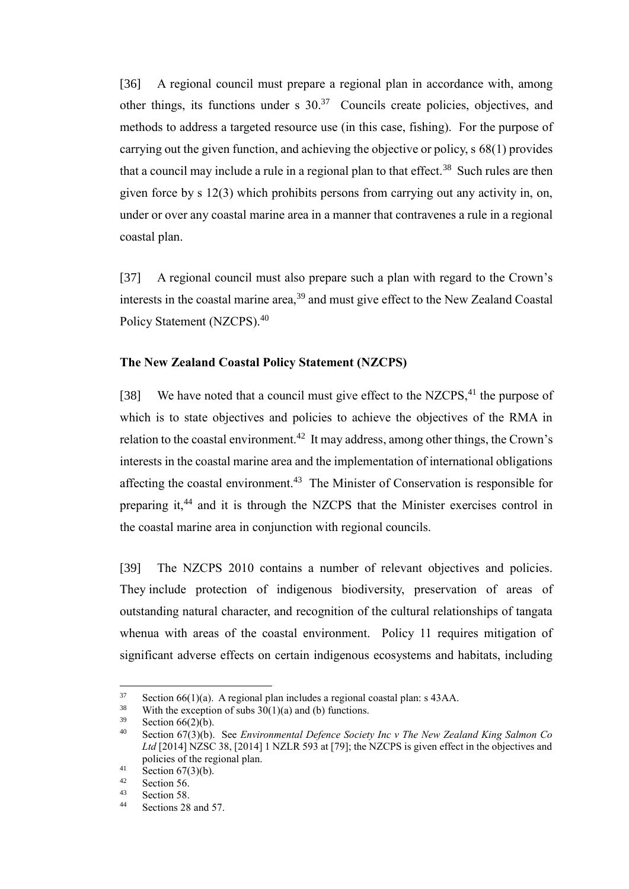[36] A regional council must prepare a regional plan in accordance with, among other things, its functions under s 30.[37] Councils create policies, objectives, and methods to address a targeted resource use (in this case, fishing). For the purpose of carrying out the given function, and achieving the objective or policy, s 68(1) provides that a council may include a rule in a regional plan to that effect.[38] Such rules are then given force by s 12(3) which prohibits persons from carrying out any activity in, on, under or over any coastal marine area in a manner that contravenes a rule in a regional coastal plan.

[37] A regional council must also prepare such a plan with regard to the Crown's interests in the coastal marine area,[39] and must give effect to the New Zealand Coastal Policy Statement (NZCPS).[40]

**The New Zealand Coastal Policy Statement (NZCPS)**

[38] We have noted that a council must give effect to the NZCPS,[41] the purpose of which is to state objectives and policies to achieve the objectives of the RMA in relation to the coastal environment.[42] It may address, among other things, the Crown's interests in the coastal marine area and the implementation of international obligations affecting the coastal environment.[43] The Minister of Conservation is responsible for preparing it,[44] and it is through the NZCPS that the Minister exercises control in the coastal marine area in conjunction with regional councils.

[39] The NZCPS 2010 contains a number of relevant objectives and policies. They include protection of indigenous biodiversity, preservation of areas of outstanding natural character, and recognition of the cultural relationships of tangata whenua with areas of the coastal environment. Policy 11 requires mitigation of significant adverse effects on certain indigenous ecosystems and habitats, including

---

[37] Section 66(1)(a). A regional plan includes a regional coastal plan: s 43AA.

[38] With the exception of subs 30(1)(a) and (b) functions.

[39] Section 66(2)(b).

[40] Section 67(3)(b). See *Environmental Defence Society Inc v The New Zealand King Salmon Co Ltd* [2014] NZSC 38, [2014] 1 NZLR 593 at [79]; the NZCPS is given effect in the objectives and policies of the regional plan.

[41] Section 67(3)(b).

[42] Section 56.

[43] Section 58.

[44] Sections 28 and 57.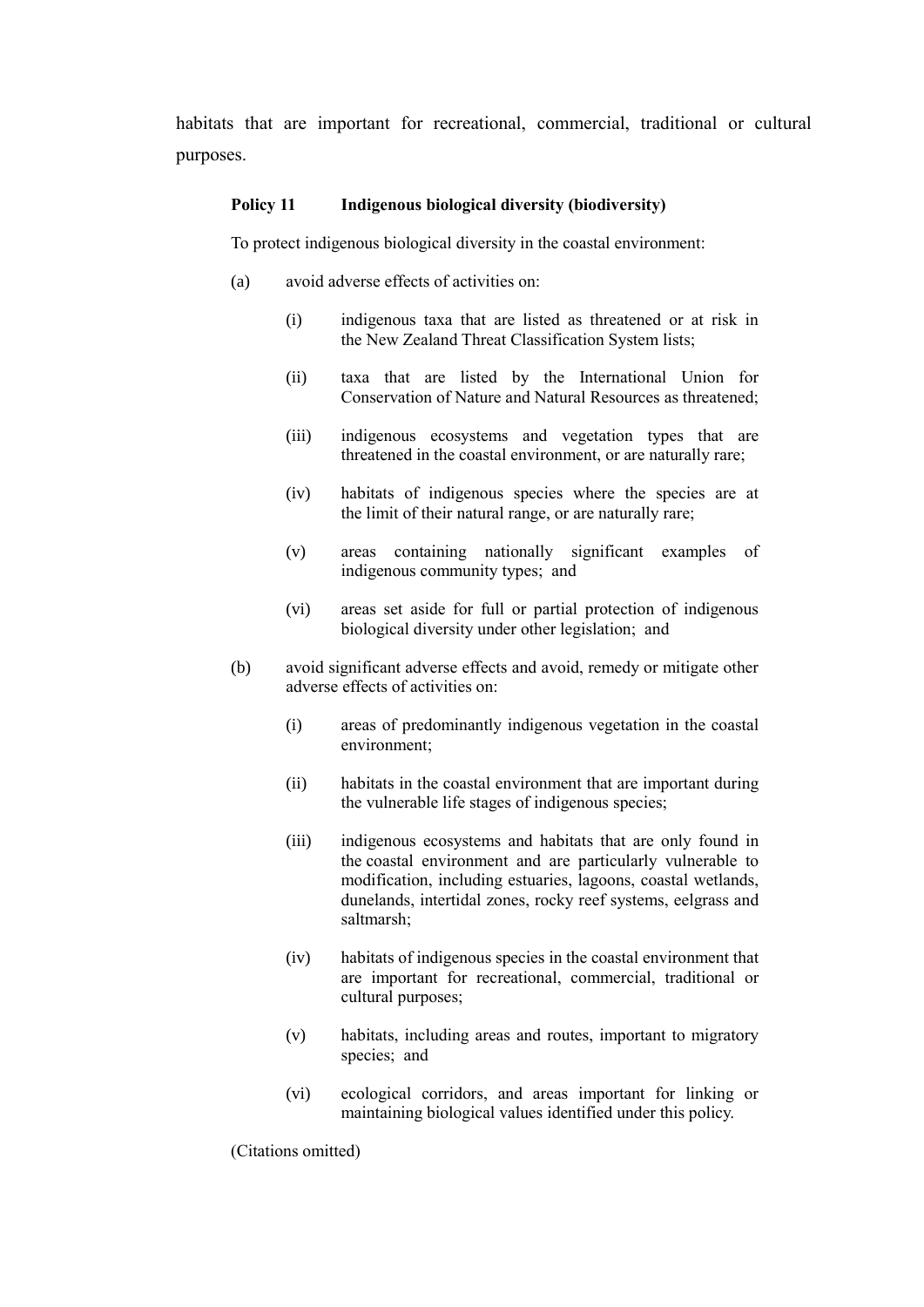habitats that are important for recreational, commercial, traditional or cultural purposes.

> **Policy 11 Indigenous biological diversity (biodiversity)**
>
> To protect indigenous biological diversity in the coastal environment:
>
> (a) avoid adverse effects of activities on:
>
> > (i) indigenous taxa that are listed as threatened or at risk in the New Zealand Threat Classification System lists;
> >
> > (ii) taxa that are listed by the International Union for Conservation of Nature and Natural Resources as threatened;
> >
> > (iii) indigenous ecosystems and vegetation types that are threatened in the coastal environment, or are naturally rare;
> >
> > (iv) habitats of indigenous species where the species are at the limit of their natural range, or are naturally rare;
> >
> > (v) areas containing nationally significant examples of indigenous community types; and
> >
> > (vi) areas set aside for full or partial protection of indigenous biological diversity under other legislation; and
>
> (b) avoid significant adverse effects and avoid, remedy or mitigate other adverse effects of activities on:
>
> > (i) areas of predominantly indigenous vegetation in the coastal environment;
> >
> > (ii) habitats in the coastal environment that are important during the vulnerable life stages of indigenous species;
> >
> > (iii) indigenous ecosystems and habitats that are only found in the coastal environment and are particularly vulnerable to modification, including estuaries, lagoons, coastal wetlands, dunelands, intertidal zones, rocky reef systems, eelgrass and saltmarsh;
> >
> > (iv) habitats of indigenous species in the coastal environment that are important for recreational, commercial, traditional or cultural purposes;
> >
> > (v) habitats, including areas and routes, important to migratory species; and
> >
> > (vi) ecological corridors, and areas important for linking or maintaining biological values identified under this policy.
>
> (Citations omitted)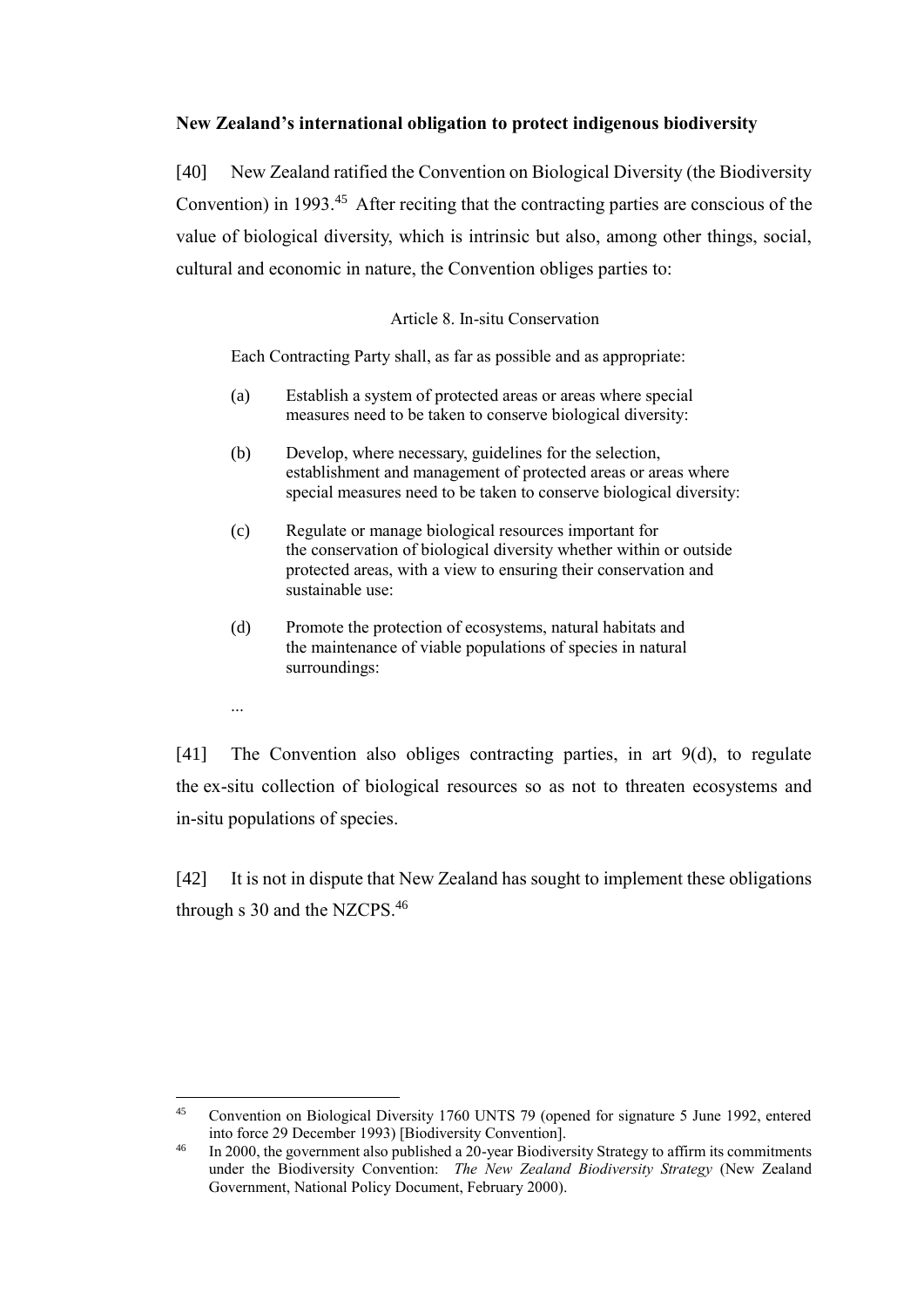**New Zealand's international obligation to protect indigenous biodiversity**

[40] New Zealand ratified the Convention on Biological Diversity (the Biodiversity Convention) in 1993.[45] After reciting that the contracting parties are conscious of the value of biological diversity, which is intrinsic but also, among other things, social, cultural and economic in nature, the Convention obliges parties to:

> Article 8. In-situ Conservation
>
> Each Contracting Party shall, as far as possible and as appropriate:
>
> (a) Establish a system of protected areas or areas where special measures need to be taken to conserve biological diversity:
>
> (b) Develop, where necessary, guidelines for the selection, establishment and management of protected areas or areas where special measures need to be taken to conserve biological diversity:
>
> (c) Regulate or manage biological resources important for the conservation of biological diversity whether within or outside protected areas, with a view to ensuring their conservation and sustainable use:
>
> (d) Promote the protection of ecosystems, natural habitats and the maintenance of viable populations of species in natural surroundings:
>
> ...

[41] The Convention also obliges contracting parties, in art 9(d), to regulate the ex-situ collection of biological resources so as not to threaten ecosystems and in-situ populations of species.

[42] It is not in dispute that New Zealand has sought to implement these obligations through s 30 and the NZCPS.[46]

---

[45] Convention on Biological Diversity 1760 UNTS 79 (opened for signature 5 June 1992, entered into force 29 December 1993) [Biodiversity Convention].

[46] In 2000, the government also published a 20-year Biodiversity Strategy to affirm its commitments under the Biodiversity Convention: *The New Zealand Biodiversity Strategy* (New Zealand Government, National Policy Document, February 2000).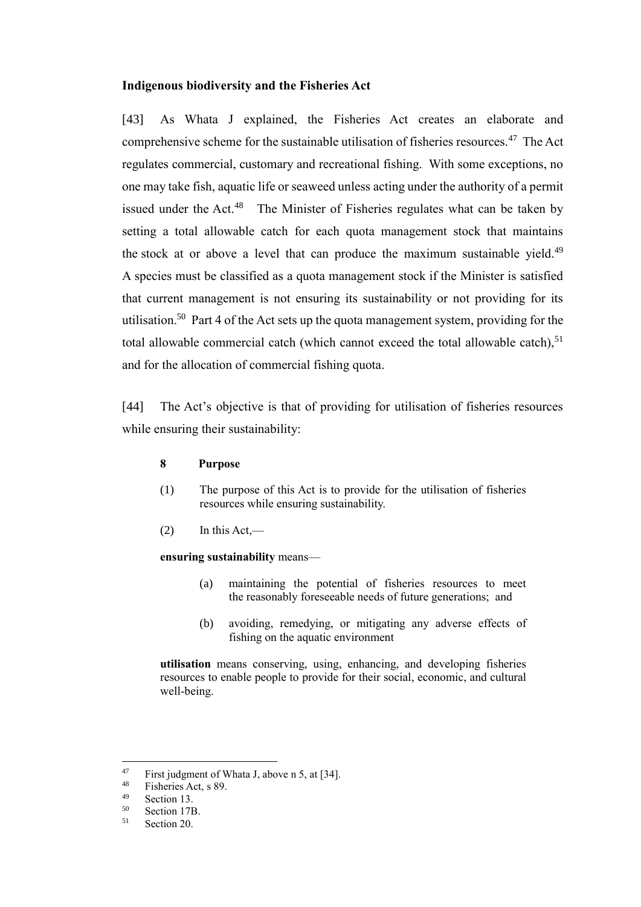**Indigenous biodiversity and the Fisheries Act**

[43] As Whata J explained, the Fisheries Act creates an elaborate and comprehensive scheme for the sustainable utilisation of fisheries resources.[47] The Act regulates commercial, customary and recreational fishing. With some exceptions, no one may take fish, aquatic life or seaweed unless acting under the authority of a permit issued under the Act.[48] The Minister of Fisheries regulates what can be taken by setting a total allowable catch for each quota management stock that maintains the stock at or above a level that can produce the maximum sustainable yield.[49] A species must be classified as a quota management stock if the Minister is satisfied that current management is not ensuring its sustainability or not providing for its utilisation.[50] Part 4 of the Act sets up the quota management system, providing for the total allowable commercial catch (which cannot exceed the total allowable catch),[51] and for the allocation of commercial fishing quota.

[44] The Act's objective is that of providing for utilisation of fisheries resources while ensuring their sustainability:

> **8 Purpose**
>
> (1) The purpose of this Act is to provide for the utilisation of fisheries resources while ensuring sustainability.
>
> (2) In this Act,—
>
> **ensuring sustainability** means—
>
> (a) maintaining the potential of fisheries resources to meet the reasonably foreseeable needs of future generations; and
>
> (b) avoiding, remedying, or mitigating any adverse effects of fishing on the aquatic environment
>
> **utilisation** means conserving, using, enhancing, and developing fisheries resources to enable people to provide for their social, economic, and cultural well-being.

---

[47] First judgment of Whata J, above n 5, at [34].

[48] Fisheries Act, s 89.

[49] Section 13.

[50] Section 17B.

[51] Section 20.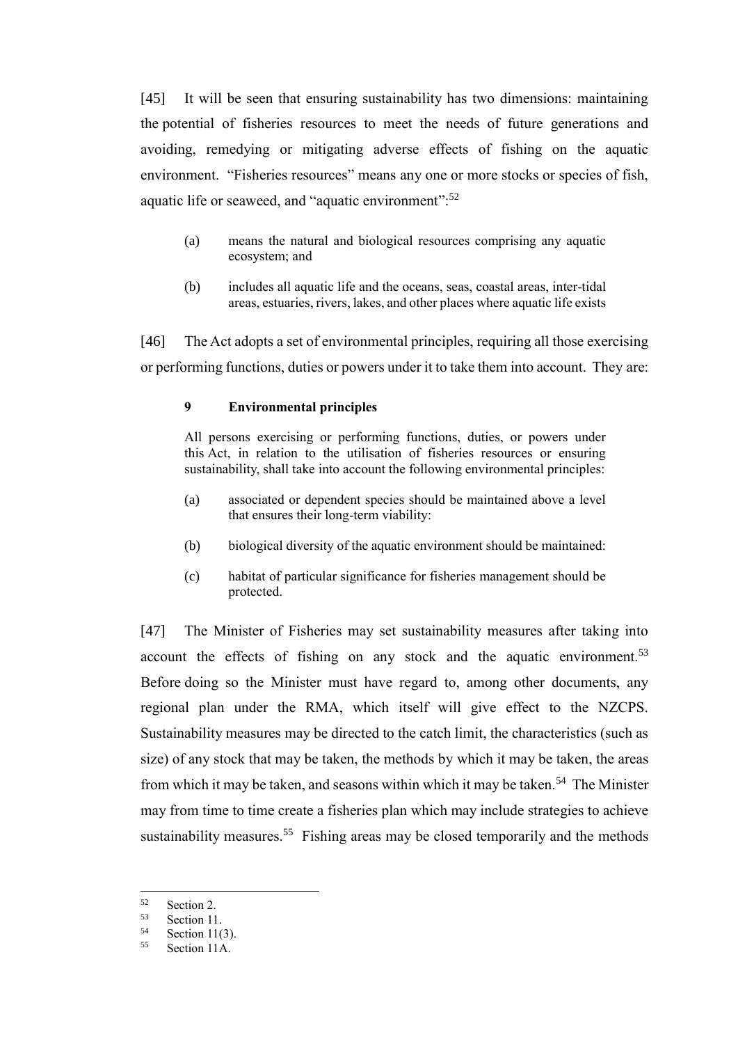[45] It will be seen that ensuring sustainability has two dimensions: maintaining the potential of fisheries resources to meet the needs of future generations and avoiding, remedying or mitigating adverse effects of fishing on the aquatic environment. "Fisheries resources" means any one or more stocks or species of fish, aquatic life or seaweed, and "aquatic environment":[52]

> (a) means the natural and biological resources comprising any aquatic ecosystem; and
>
> (b) includes all aquatic life and the oceans, seas, coastal areas, inter-tidal areas, estuaries, rivers, lakes, and other places where aquatic life exists

[46] The Act adopts a set of environmental principles, requiring all those exercising or performing functions, duties or powers under it to take them into account. They are:

> **9 Environmental principles**
>
> All persons exercising or performing functions, duties, or powers under this Act, in relation to the utilisation of fisheries resources or ensuring sustainability, shall take into account the following environmental principles:
>
> (a) associated or dependent species should be maintained above a level that ensures their long-term viability:
>
> (b) biological diversity of the aquatic environment should be maintained:
>
> (c) habitat of particular significance for fisheries management should be protected.

[47] The Minister of Fisheries may set sustainability measures after taking into account the effects of fishing on any stock and the aquatic environment.[53] Before doing so the Minister must have regard to, among other documents, any regional plan under the RMA, which itself will give effect to the NZCPS. Sustainability measures may be directed to the catch limit, the characteristics (such as size) of any stock that may be taken, the methods by which it may be taken, the areas from which it may be taken, and seasons within which it may be taken.[54] The Minister may from time to time create a fisheries plan which may include strategies to achieve sustainability measures.[55] Fishing areas may be closed temporarily and the methods

---

[52] Section 2.

[53] Section 11.

[54] Section 11(3).

[55] Section 11A.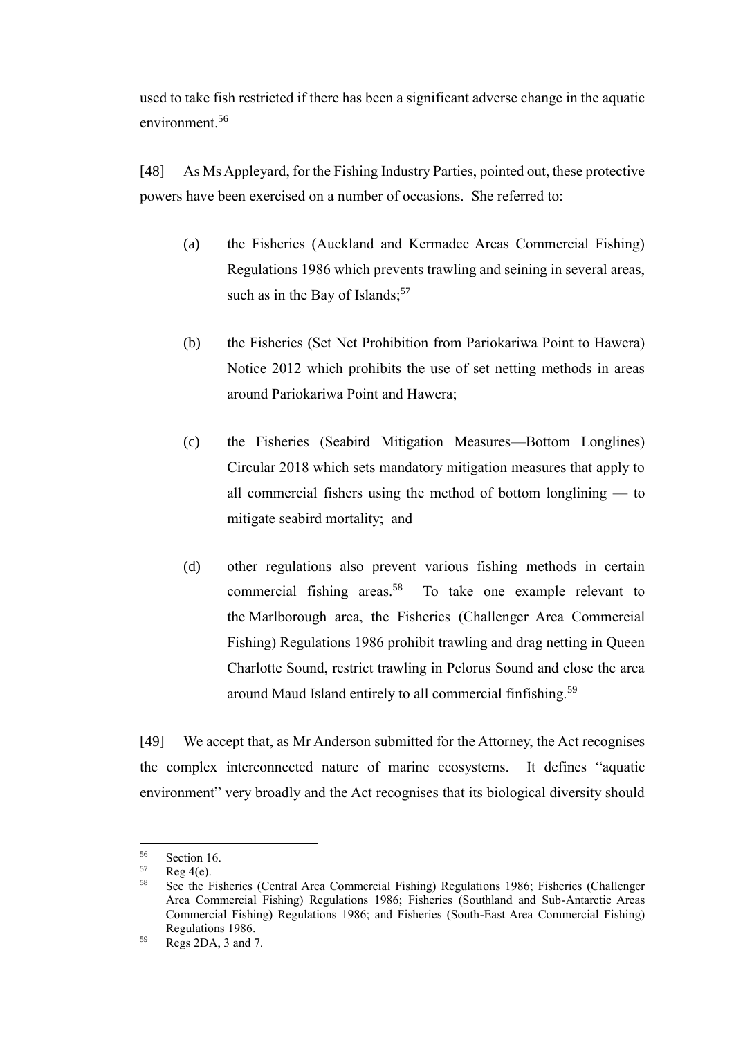used to take fish restricted if there has been a significant adverse change in the aquatic environment.[56]

[48] As Ms Appleyard, for the Fishing Industry Parties, pointed out, these protective powers have been exercised on a number of occasions. She referred to:

(a) the Fisheries (Auckland and Kermadec Areas Commercial Fishing) Regulations 1986 which prevents trawling and seining in several areas, such as in the Bay of Islands;[57]

(b) the Fisheries (Set Net Prohibition from Pariokariwa Point to Hawera) Notice 2012 which prohibits the use of set netting methods in areas around Pariokariwa Point and Hawera;

(c) the Fisheries (Seabird Mitigation Measures—Bottom Longlines) Circular 2018 which sets mandatory mitigation measures that apply to all commercial fishers using the method of bottom longlining — to mitigate seabird mortality; and

(d) other regulations also prevent various fishing methods in certain commercial fishing areas.[58] To take one example relevant to the Marlborough area, the Fisheries (Challenger Area Commercial Fishing) Regulations 1986 prohibit trawling and drag netting in Queen Charlotte Sound, restrict trawling in Pelorus Sound and close the area around Maud Island entirely to all commercial finfishing.[59]

[49] We accept that, as Mr Anderson submitted for the Attorney, the Act recognises the complex interconnected nature of marine ecosystems. It defines "aquatic environment" very broadly and the Act recognises that its biological diversity should

---

[56] Section 16.

[57] Reg 4(e).

[58] See the Fisheries (Central Area Commercial Fishing) Regulations 1986; Fisheries (Challenger Area Commercial Fishing) Regulations 1986; Fisheries (Southland and Sub-Antarctic Areas Commercial Fishing) Regulations 1986; and Fisheries (South-East Area Commercial Fishing) Regulations 1986.

[59] Regs 2DA, 3 and 7.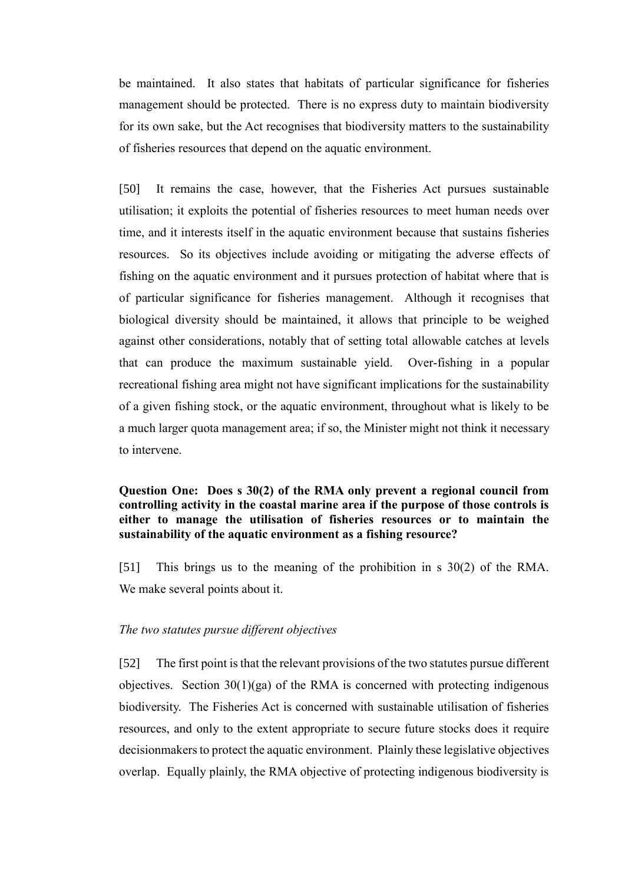be maintained. It also states that habitats of particular significance for fisheries management should be protected. There is no express duty to maintain biodiversity for its own sake, but the Act recognises that biodiversity matters to the sustainability of fisheries resources that depend on the aquatic environment.

[50] It remains the case, however, that the Fisheries Act pursues sustainable utilisation; it exploits the potential of fisheries resources to meet human needs over time, and it interests itself in the aquatic environment because that sustains fisheries resources. So its objectives include avoiding or mitigating the adverse effects of fishing on the aquatic environment and it pursues protection of habitat where that is of particular significance for fisheries management. Although it recognises that biological diversity should be maintained, it allows that principle to be weighed against other considerations, notably that of setting total allowable catches at levels that can produce the maximum sustainable yield. Over-fishing in a popular recreational fishing area might not have significant implications for the sustainability of a given fishing stock, or the aquatic environment, throughout what is likely to be a much larger quota management area; if so, the Minister might not think it necessary to intervene.

**Question One: Does s 30(2) of the RMA only prevent a regional council from controlling activity in the coastal marine area if the purpose of those controls is either to manage the utilisation of fisheries resources or to maintain the sustainability of the aquatic environment as a fishing resource?**

[51] This brings us to the meaning of the prohibition in s 30(2) of the RMA. We make several points about it.

*The two statutes pursue different objectives*

[52] The first point is that the relevant provisions of the two statutes pursue different objectives. Section 30(1)(ga) of the RMA is concerned with protecting indigenous biodiversity. The Fisheries Act is concerned with sustainable utilisation of fisheries resources, and only to the extent appropriate to secure future stocks does it require decisionmakers to protect the aquatic environment. Plainly these legislative objectives overlap. Equally plainly, the RMA objective of protecting indigenous biodiversity is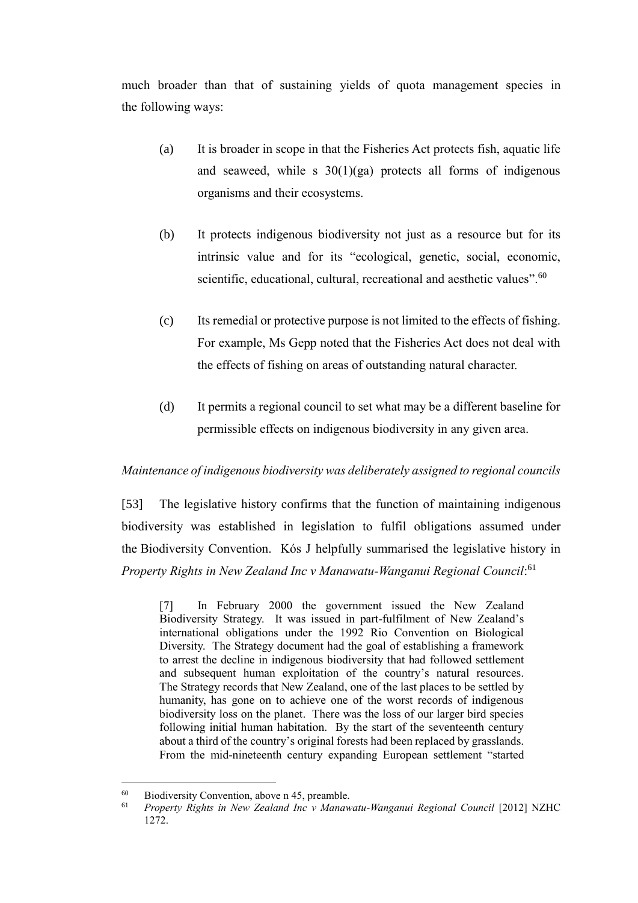much broader than that of sustaining yields of quota management species in the following ways:

(a) It is broader in scope in that the Fisheries Act protects fish, aquatic life and seaweed, while s 30(1)(ga) protects all forms of indigenous organisms and their ecosystems.

(b) It protects indigenous biodiversity not just as a resource but for its intrinsic value and for its "ecological, genetic, social, economic, scientific, educational, cultural, recreational and aesthetic values".[60]

(c) Its remedial or protective purpose is not limited to the effects of fishing. For example, Ms Gepp noted that the Fisheries Act does not deal with the effects of fishing on areas of outstanding natural character.

(d) It permits a regional council to set what may be a different baseline for permissible effects on indigenous biodiversity in any given area.

*Maintenance of indigenous biodiversity was deliberately assigned to regional councils*

[53] The legislative history confirms that the function of maintaining indigenous biodiversity was established in legislation to fulfil obligations assumed under the Biodiversity Convention. Kós J helpfully summarised the legislative history in *Property Rights in New Zealand Inc v Manawatu-Wanganui Regional Council*:[61]

> [7] In February 2000 the government issued the New Zealand Biodiversity Strategy. It was issued in part-fulfilment of New Zealand's international obligations under the 1992 Rio Convention on Biological Diversity. The Strategy document had the goal of establishing a framework to arrest the decline in indigenous biodiversity that had followed settlement and subsequent human exploitation of the country's natural resources. The Strategy records that New Zealand, one of the last places to be settled by humanity, has gone on to achieve one of the worst records of indigenous biodiversity loss on the planet. There was the loss of our larger bird species following initial human habitation. By the start of the seventeenth century about a third of the country's original forests had been replaced by grasslands. From the mid-nineteenth century expanding European settlement "started

---

[60] Biodiversity Convention, above n 45, preamble.

[61] *Property Rights in New Zealand Inc v Manawatu-Wanganui Regional Council* [2012] NZHC 1272.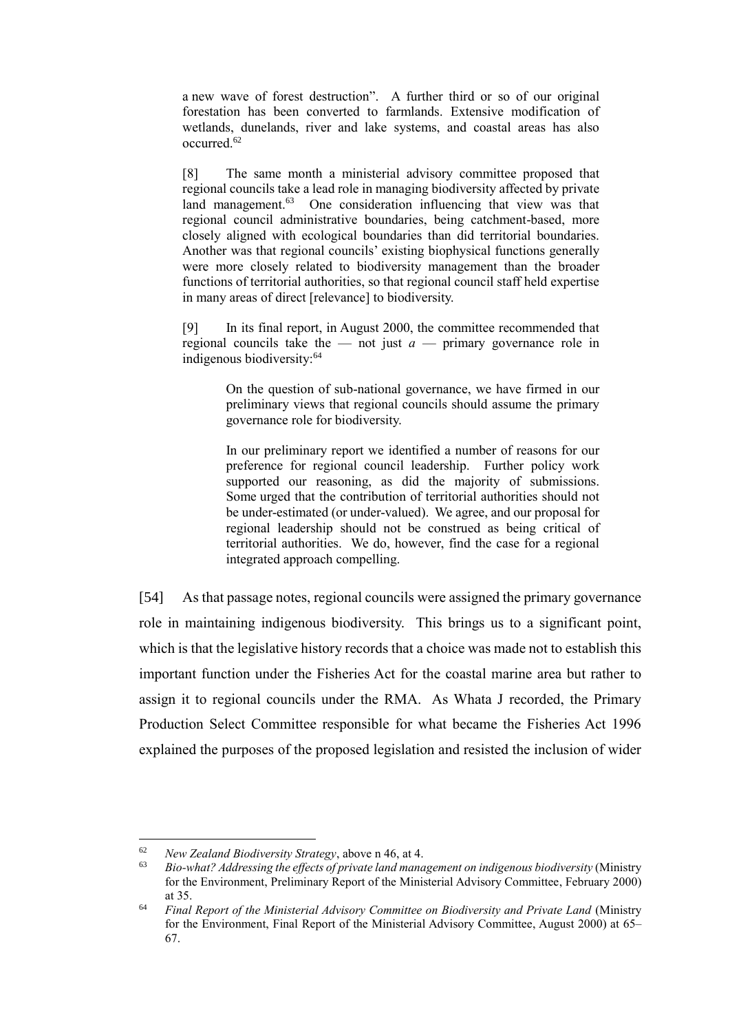> a new wave of forest destruction". A further third or so of our original forestation has been converted to farmlands. Extensive modification of wetlands, dunelands, river and lake systems, and coastal areas has also occurred.[62]
>
> [8] The same month a ministerial advisory committee proposed that regional councils take a lead role in managing biodiversity affected by private land management.[63] One consideration influencing that view was that regional council administrative boundaries, being catchment-based, more closely aligned with ecological boundaries than did territorial boundaries. Another was that regional councils' existing biophysical functions generally were more closely related to biodiversity management than the broader functions of territorial authorities, so that regional council staff held expertise in many areas of direct [relevance] to biodiversity.
>
> [9] In its final report, in August 2000, the committee recommended that regional councils take the — not just *a* — primary governance role in indigenous biodiversity:[64]
>
>> On the question of sub-national governance, we have firmed in our preliminary views that regional councils should assume the primary governance role for biodiversity.
>>
>> In our preliminary report we identified a number of reasons for our preference for regional council leadership. Further policy work supported our reasoning, as did the majority of submissions. Some urged that the contribution of territorial authorities should not be under-estimated (or under-valued). We agree, and our proposal for regional leadership should not be construed as being critical of territorial authorities. We do, however, find the case for a regional integrated approach compelling.

[54] As that passage notes, regional councils were assigned the primary governance role in maintaining indigenous biodiversity. This brings us to a significant point, which is that the legislative history records that a choice was made not to establish this important function under the Fisheries Act for the coastal marine area but rather to assign it to regional councils under the RMA. As Whata J recorded, the Primary Production Select Committee responsible for what became the Fisheries Act 1996 explained the purposes of the proposed legislation and resisted the inclusion of wider

---

[62] *New Zealand Biodiversity Strategy*, above n 46, at 4.

[63] *Bio-what? Addressing the effects of private land management on indigenous biodiversity* (Ministry for the Environment, Preliminary Report of the Ministerial Advisory Committee, February 2000) at 35.

[64] *Final Report of the Ministerial Advisory Committee on Biodiversity and Private Land* (Ministry for the Environment, Final Report of the Ministerial Advisory Committee, August 2000) at 65–67.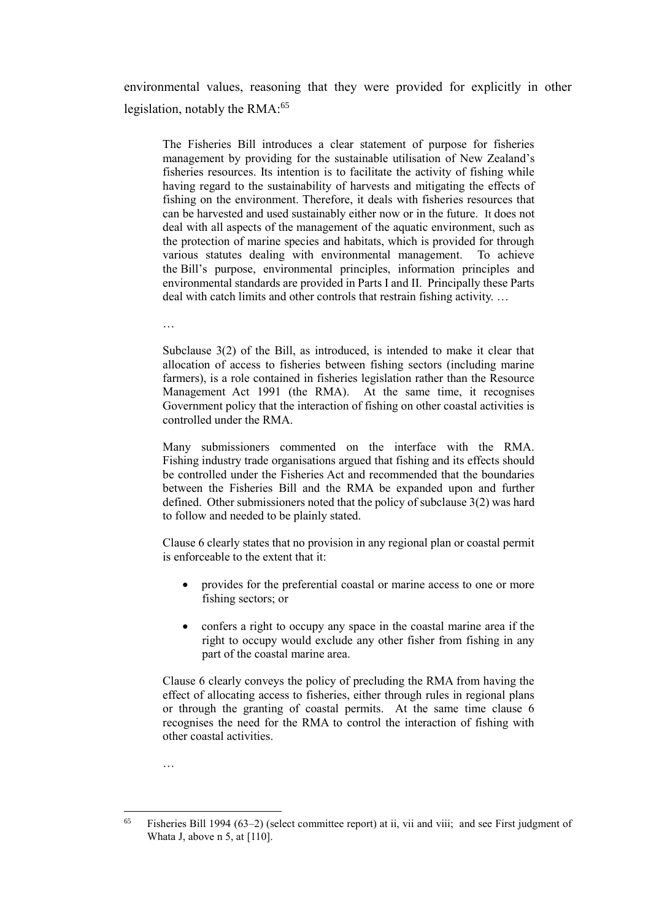environmental values, reasoning that they were provided for explicitly in other legislation, notably the RMA:[65]

> The Fisheries Bill introduces a clear statement of purpose for fisheries management by providing for the sustainable utilisation of New Zealand's fisheries resources. Its intention is to facilitate the activity of fishing while having regard to the sustainability of harvests and mitigating the effects of fishing on the environment. Therefore, it deals with fisheries resources that can be harvested and used sustainably either now or in the future. It does not deal with all aspects of the management of the aquatic environment, such as the protection of marine species and habitats, which is provided for through various statutes dealing with environmental management. To achieve the Bill's purpose, environmental principles, information principles and environmental standards are provided in Parts I and II. Principally these Parts deal with catch limits and other controls that restrain fishing activity. …
>
> …
>
> Subclause 3(2) of the Bill, as introduced, is intended to make it clear that allocation of access to fisheries between fishing sectors (including marine farmers), is a role contained in fisheries legislation rather than the Resource Management Act 1991 (the RMA). At the same time, it recognises Government policy that the interaction of fishing on other coastal activities is controlled under the RMA.
>
> Many submissioners commented on the interface with the RMA. Fishing industry trade organisations argued that fishing and its effects should be controlled under the Fisheries Act and recommended that the boundaries between the Fisheries Bill and the RMA be expanded upon and further defined. Other submissioners noted that the policy of subclause 3(2) was hard to follow and needed to be plainly stated.
>
> Clause 6 clearly states that no provision in any regional plan or coastal permit is enforceable to the extent that it:
>
> - provides for the preferential coastal or marine access to one or more fishing sectors; or
> - confers a right to occupy any space in the coastal marine area if the right to occupy would exclude any other fisher from fishing in any part of the coastal marine area.
>
> Clause 6 clearly conveys the policy of precluding the RMA from having the effect of allocating access to fisheries, either through rules in regional plans or through the granting of coastal permits. At the same time clause 6 recognises the need for the RMA to control the interaction of fishing with other coastal activities.
>
> …

---

[65] Fisheries Bill 1994 (63–2) (select committee report) at ii, vii and viii; and see First judgment of Whata J, above n 5, at [110].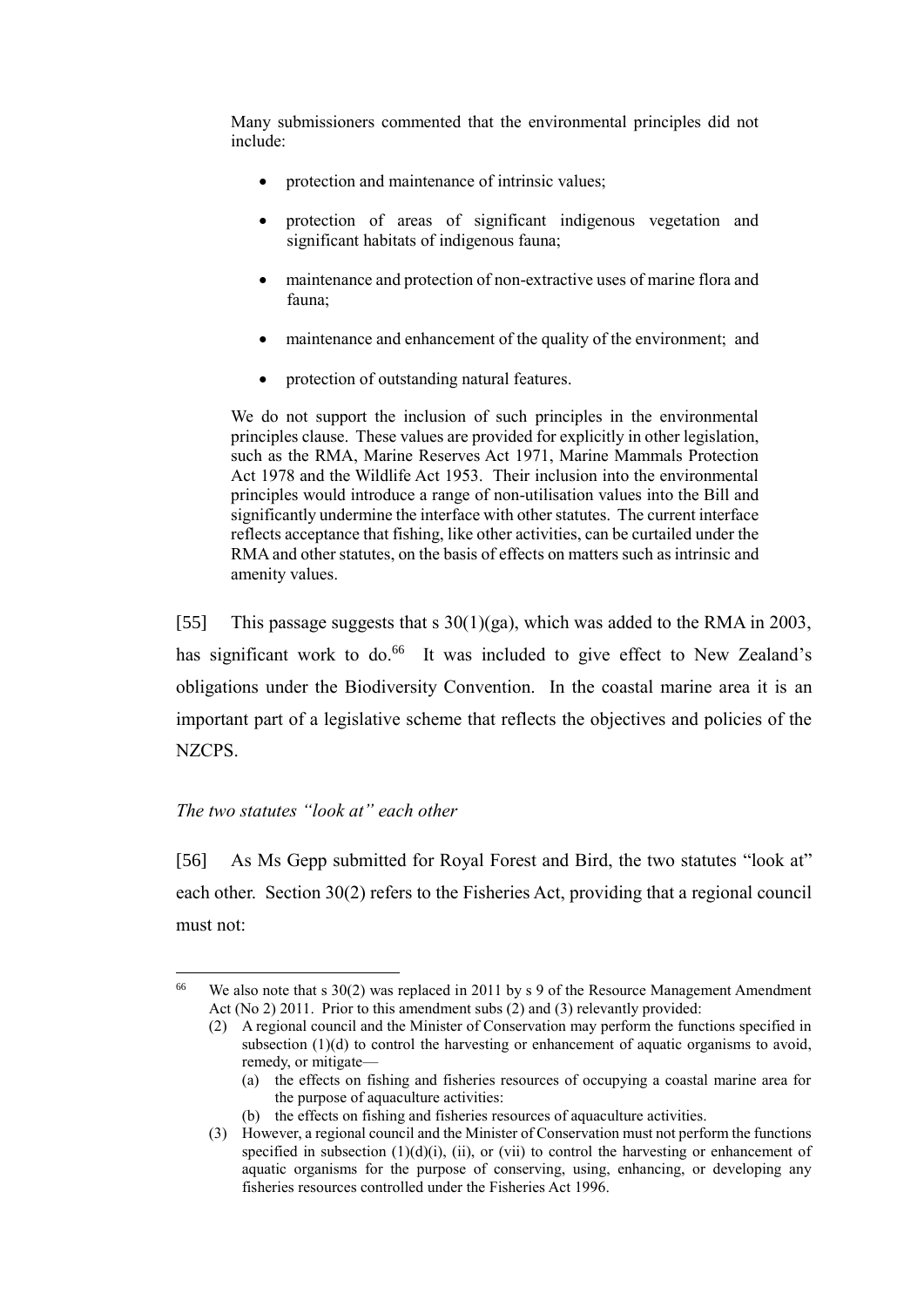> Many submissioners commented that the environmental principles did not include:
>
> - protection and maintenance of intrinsic values;
> - protection of areas of significant indigenous vegetation and significant habitats of indigenous fauna;
> - maintenance and protection of non-extractive uses of marine flora and fauna;
> - maintenance and enhancement of the quality of the environment; and
> - protection of outstanding natural features.
>
> We do not support the inclusion of such principles in the environmental principles clause. These values are provided for explicitly in other legislation, such as the RMA, Marine Reserves Act 1971, Marine Mammals Protection Act 1978 and the Wildlife Act 1953. Their inclusion into the environmental principles would introduce a range of non-utilisation values into the Bill and significantly undermine the interface with other statutes. The current interface reflects acceptance that fishing, like other activities, can be curtailed under the RMA and other statutes, on the basis of effects on matters such as intrinsic and amenity values.

[55] This passage suggests that s 30(1)(ga), which was added to the RMA in 2003, has significant work to do.[66] It was included to give effect to New Zealand's obligations under the Biodiversity Convention. In the coastal marine area it is an important part of a legislative scheme that reflects the objectives and policies of the NZCPS.

*The two statutes "look at" each other*

[56] As Ms Gepp submitted for Royal Forest and Bird, the two statutes "look at" each other. Section 30(2) refers to the Fisheries Act, providing that a regional council must not:

---

[66] We also note that s 30(2) was replaced in 2011 by s 9 of the Resource Management Amendment Act (No 2) 2011. Prior to this amendment subs (2) and (3) relevantly provided:

> (2) A regional council and the Minister of Conservation may perform the functions specified in subsection (1)(d) to control the harvesting or enhancement of aquatic organisms to avoid, remedy, or mitigate—
>
> (a) the effects on fishing and fisheries resources of occupying a coastal marine area for the purpose of aquaculture activities:
>
> (b) the effects on fishing and fisheries resources of aquaculture activities.
>
> (3) However, a regional council and the Minister of Conservation must not perform the functions specified in subsection (1)(d)(i), (ii), or (vii) to control the harvesting or enhancement of aquatic organisms for the purpose of conserving, using, enhancing, or developing any fisheries resources controlled under the Fisheries Act 1996.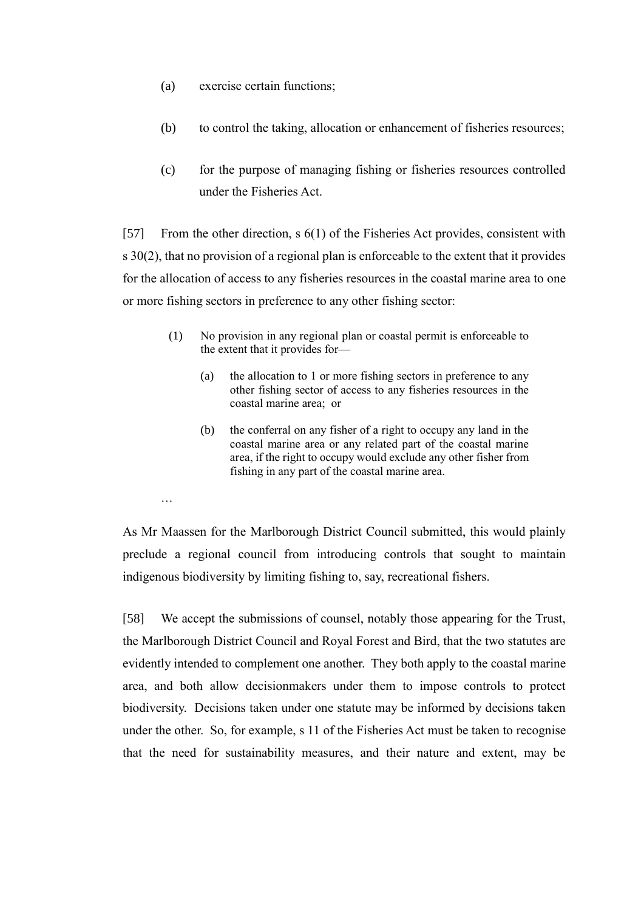(a) exercise certain functions;

(b) to control the taking, allocation or enhancement of fisheries resources;

(c) for the purpose of managing fishing or fisheries resources controlled under the Fisheries Act.

[57] From the other direction, s 6(1) of the Fisheries Act provides, consistent with s 30(2), that no provision of a regional plan is enforceable to the extent that it provides for the allocation of access to any fisheries resources in the coastal marine area to one or more fishing sectors in preference to any other fishing sector:

> (1) No provision in any regional plan or coastal permit is enforceable to the extent that it provides for—
>
> > (a) the allocation to 1 or more fishing sectors in preference to any other fishing sector of access to any fisheries resources in the coastal marine area; or
> >
> > (b) the conferral on any fisher of a right to occupy any land in the coastal marine area or any related part of the coastal marine area, if the right to occupy would exclude any other fisher from fishing in any part of the coastal marine area.
>
> …

As Mr Maassen for the Marlborough District Council submitted, this would plainly preclude a regional council from introducing controls that sought to maintain indigenous biodiversity by limiting fishing to, say, recreational fishers.

[58] We accept the submissions of counsel, notably those appearing for the Trust, the Marlborough District Council and Royal Forest and Bird, that the two statutes are evidently intended to complement one another. They both apply to the coastal marine area, and both allow decisionmakers under them to impose controls to protect biodiversity. Decisions taken under one statute may be informed by decisions taken under the other. So, for example, s 11 of the Fisheries Act must be taken to recognise that the need for sustainability measures, and their nature and extent, may be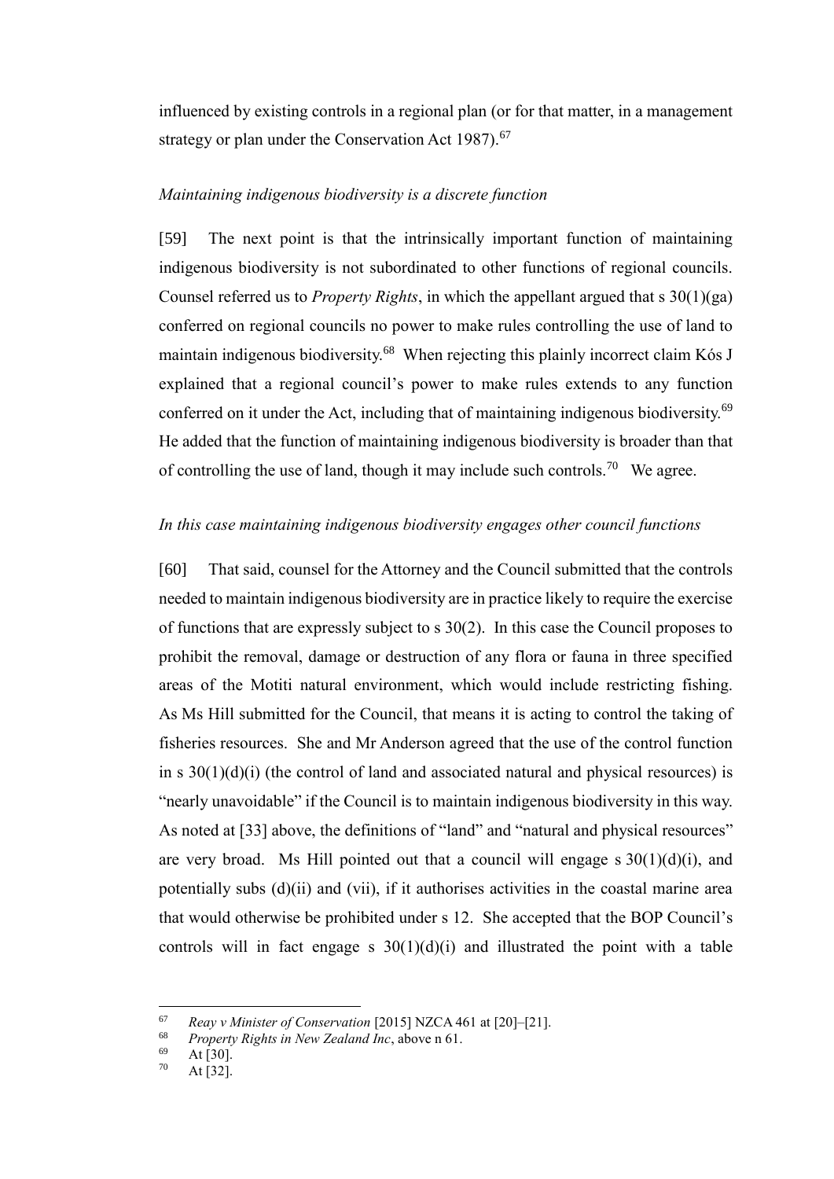influenced by existing controls in a regional plan (or for that matter, in a management strategy or plan under the Conservation Act 1987).[67]

*Maintaining indigenous biodiversity is a discrete function*

[59] The next point is that the intrinsically important function of maintaining indigenous biodiversity is not subordinated to other functions of regional councils. Counsel referred us to *Property Rights*, in which the appellant argued that s 30(1)(ga) conferred on regional councils no power to make rules controlling the use of land to maintain indigenous biodiversity.[68] When rejecting this plainly incorrect claim Kós J explained that a regional council's power to make rules extends to any function conferred on it under the Act, including that of maintaining indigenous biodiversity.[69] He added that the function of maintaining indigenous biodiversity is broader than that of controlling the use of land, though it may include such controls.[70] We agree.

*In this case maintaining indigenous biodiversity engages other council functions*

[60] That said, counsel for the Attorney and the Council submitted that the controls needed to maintain indigenous biodiversity are in practice likely to require the exercise of functions that are expressly subject to s 30(2). In this case the Council proposes to prohibit the removal, damage or destruction of any flora or fauna in three specified areas of the Motiti natural environment, which would include restricting fishing. As Ms Hill submitted for the Council, that means it is acting to control the taking of fisheries resources. She and Mr Anderson agreed that the use of the control function in s 30(1)(d)(i) (the control of land and associated natural and physical resources) is "nearly unavoidable" if the Council is to maintain indigenous biodiversity in this way. As noted at [33] above, the definitions of "land" and "natural and physical resources" are very broad. Ms Hill pointed out that a council will engage s 30(1)(d)(i), and potentially subs (d)(ii) and (vii), if it authorises activities in the coastal marine area that would otherwise be prohibited under s 12. She accepted that the BOP Council's controls will in fact engage s 30(1)(d)(i) and illustrated the point with a table

---

[67] *Reay v Minister of Conservation* [2015] NZCA 461 at [20]–[21].

[68] *Property Rights in New Zealand Inc*, above n 61.

[69] At [30].

[70] At [32].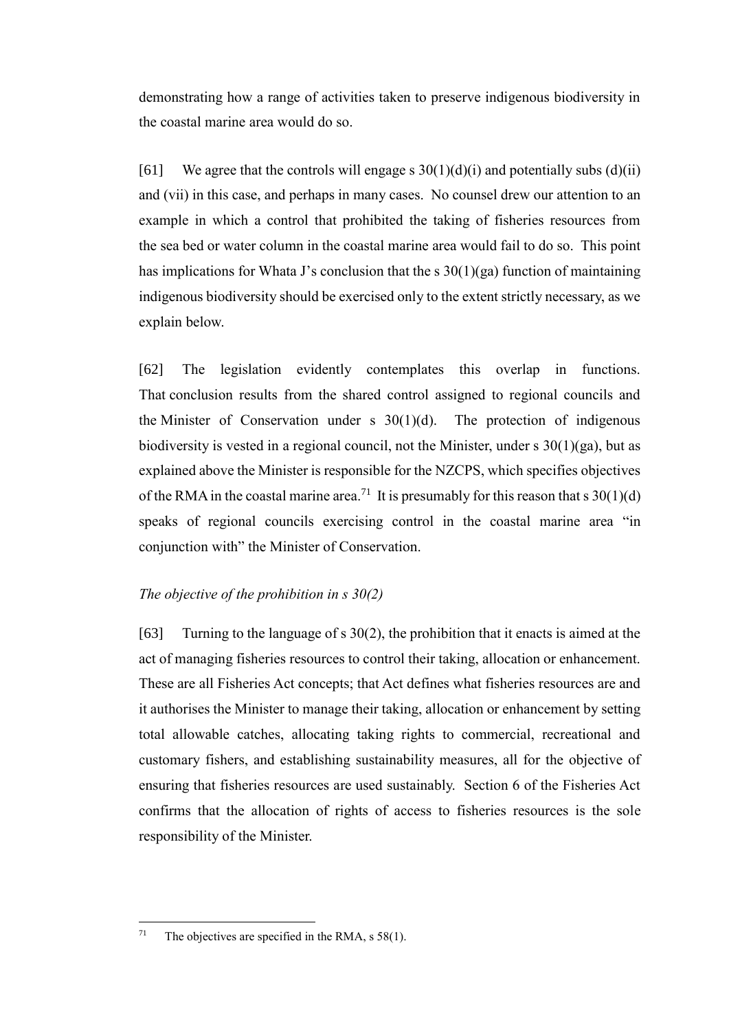demonstrating how a range of activities taken to preserve indigenous biodiversity in the coastal marine area would do so.

[61] We agree that the controls will engage s 30(1)(d)(i) and potentially subs (d)(ii) and (vii) in this case, and perhaps in many cases. No counsel drew our attention to an example in which a control that prohibited the taking of fisheries resources from the sea bed or water column in the coastal marine area would fail to do so. This point has implications for Whata J's conclusion that the s 30(1)(ga) function of maintaining indigenous biodiversity should be exercised only to the extent strictly necessary, as we explain below.

[62] The legislation evidently contemplates this overlap in functions. That conclusion results from the shared control assigned to regional councils and the Minister of Conservation under s 30(1)(d). The protection of indigenous biodiversity is vested in a regional council, not the Minister, under s 30(1)(ga), but as explained above the Minister is responsible for the NZCPS, which specifies objectives of the RMA in the coastal marine area.[71] It is presumably for this reason that s 30(1)(d) speaks of regional councils exercising control in the coastal marine area "in conjunction with" the Minister of Conservation.

*The objective of the prohibition in s 30(2)*

[63] Turning to the language of s 30(2), the prohibition that it enacts is aimed at the act of managing fisheries resources to control their taking, allocation or enhancement. These are all Fisheries Act concepts; that Act defines what fisheries resources are and it authorises the Minister to manage their taking, allocation or enhancement by setting total allowable catches, allocating taking rights to commercial, recreational and customary fishers, and establishing sustainability measures, all for the objective of ensuring that fisheries resources are used sustainably. Section 6 of the Fisheries Act confirms that the allocation of rights of access to fisheries resources is the sole responsibility of the Minister.

---

[71] The objectives are specified in the RMA, s 58(1).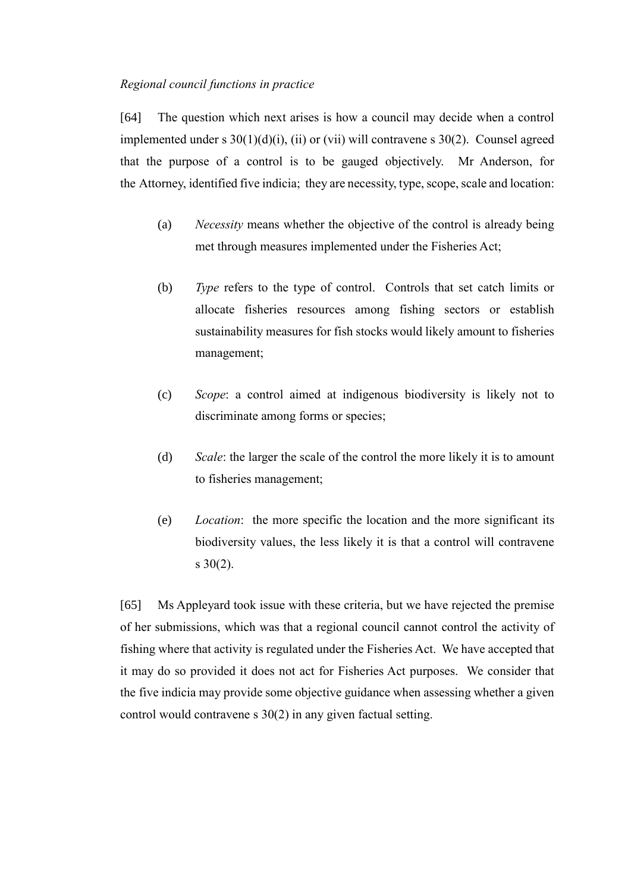*Regional council functions in practice*

[64] The question which next arises is how a council may decide when a control implemented under s 30(1)(d)(i), (ii) or (vii) will contravene s 30(2). Counsel agreed that the purpose of a control is to be gauged objectively. Mr Anderson, for the Attorney, identified five indicia; they are necessity, type, scope, scale and location:

(a) *Necessity* means whether the objective of the control is already being met through measures implemented under the Fisheries Act;

(b) *Type* refers to the type of control. Controls that set catch limits or allocate fisheries resources among fishing sectors or establish sustainability measures for fish stocks would likely amount to fisheries management;

(c) *Scope*: a control aimed at indigenous biodiversity is likely not to discriminate among forms or species;

(d) *Scale*: the larger the scale of the control the more likely it is to amount to fisheries management;

(e) *Location*: the more specific the location and the more significant its biodiversity values, the less likely it is that a control will contravene s 30(2).

[65] Ms Appleyard took issue with these criteria, but we have rejected the premise of her submissions, which was that a regional council cannot control the activity of fishing where that activity is regulated under the Fisheries Act. We have accepted that it may do so provided it does not act for Fisheries Act purposes. We consider that the five indicia may provide some objective guidance when assessing whether a given control would contravene s 30(2) in any given factual setting.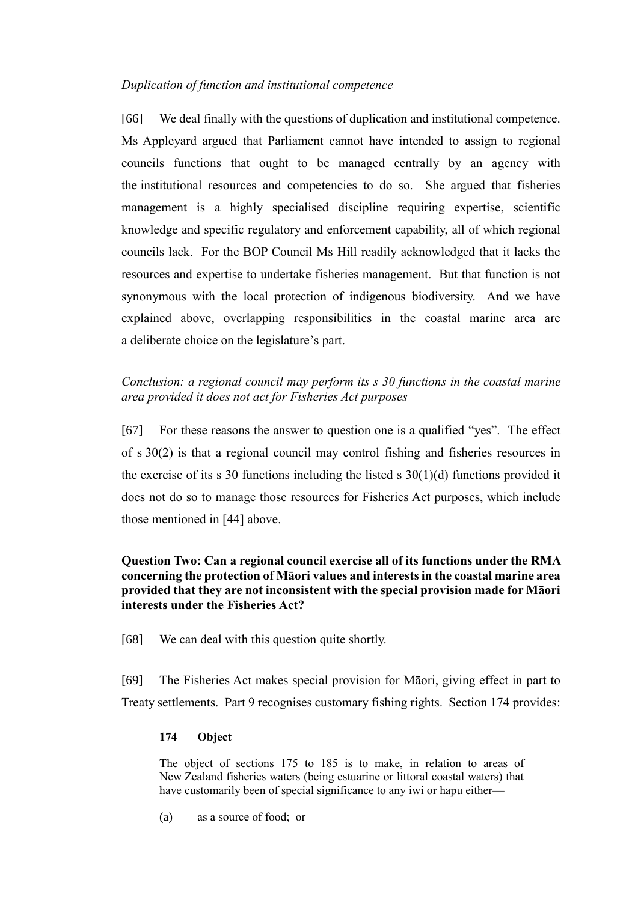*Duplication of function and institutional competence*

[66] We deal finally with the questions of duplication and institutional competence. Ms Appleyard argued that Parliament cannot have intended to assign to regional councils functions that ought to be managed centrally by an agency with the institutional resources and competencies to do so. She argued that fisheries management is a highly specialised discipline requiring expertise, scientific knowledge and specific regulatory and enforcement capability, all of which regional councils lack. For the BOP Council Ms Hill readily acknowledged that it lacks the resources and expertise to undertake fisheries management. But that function is not synonymous with the local protection of indigenous biodiversity. And we have explained above, overlapping responsibilities in the coastal marine area are a deliberate choice on the legislature's part.

*Conclusion: a regional council may perform its s 30 functions in the coastal marine area provided it does not act for Fisheries Act purposes*

[67] For these reasons the answer to question one is a qualified "yes". The effect of s 30(2) is that a regional council may control fishing and fisheries resources in the exercise of its s 30 functions including the listed s 30(1)(d) functions provided it does not do so to manage those resources for Fisheries Act purposes, which include those mentioned in [44] above.

**Question Two: Can a regional council exercise all of its functions under the RMA concerning the protection of Māori values and interests in the coastal marine area provided that they are not inconsistent with the special provision made for Māori interests under the Fisheries Act?**

[68] We can deal with this question quite shortly.

[69] The Fisheries Act makes special provision for Māori, giving effect in part to Treaty settlements. Part 9 recognises customary fishing rights. Section 174 provides:

> **174 Object**
>
> The object of sections 175 to 185 is to make, in relation to areas of New Zealand fisheries waters (being estuarine or littoral coastal waters) that have customarily been of special significance to any iwi or hapu either—
>
> (a) as a source of food; or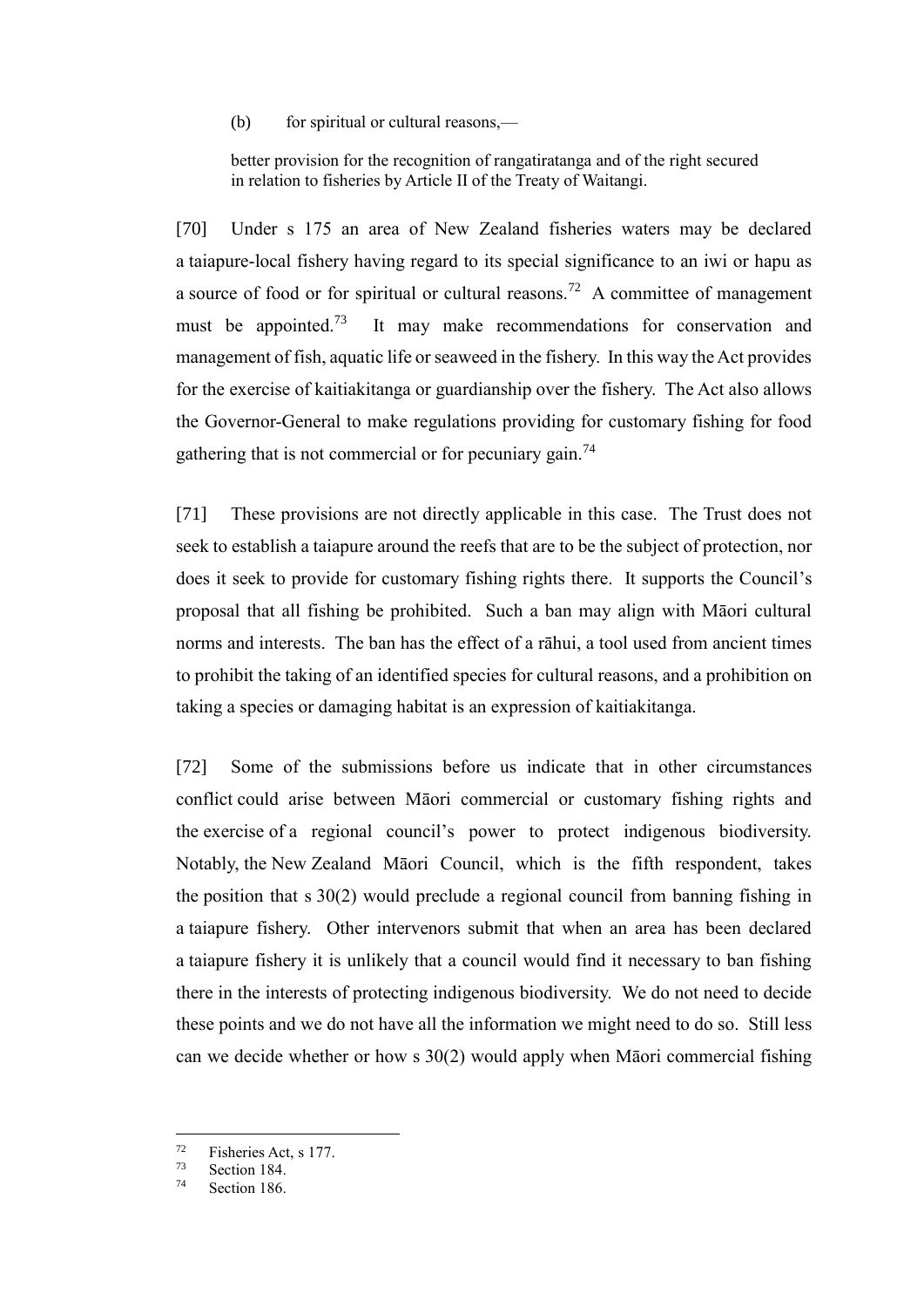(b) for spiritual or cultural reasons,—

better provision for the recognition of rangatiratanga and of the right secured in relation to fisheries by Article II of the Treaty of Waitangi.

[70] Under s 175 an area of New Zealand fisheries waters may be declared a taiapure-local fishery having regard to its special significance to an iwi or hapu as a source of food or for spiritual or cultural reasons.[72] A committee of management must be appointed.[73] It may make recommendations for conservation and management of fish, aquatic life or seaweed in the fishery. In this way the Act provides for the exercise of kaitiakitanga or guardianship over the fishery. The Act also allows the Governor-General to make regulations providing for customary fishing for food gathering that is not commercial or for pecuniary gain.[74]

[71] These provisions are not directly applicable in this case. The Trust does not seek to establish a taiapure around the reefs that are to be the subject of protection, nor does it seek to provide for customary fishing rights there. It supports the Council's proposal that all fishing be prohibited. Such a ban may align with Māori cultural norms and interests. The ban has the effect of a rāhui, a tool used from ancient times to prohibit the taking of an identified species for cultural reasons, and a prohibition on taking a species or damaging habitat is an expression of kaitiakitanga.

[72] Some of the submissions before us indicate that in other circumstances conflict could arise between Māori commercial or customary fishing rights and the exercise of a regional council's power to protect indigenous biodiversity. Notably, the New Zealand Māori Council, which is the fifth respondent, takes the position that s 30(2) would preclude a regional council from banning fishing in a taiapure fishery. Other intervenors submit that when an area has been declared a taiapure fishery it is unlikely that a council would find it necessary to ban fishing there in the interests of protecting indigenous biodiversity. We do not need to decide these points and we do not have all the information we might need to do so. Still less can we decide whether or how s 30(2) would apply when Māori commercial fishing

---

[72] Fisheries Act, s 177.

[73] Section 184.

[74] Section 186.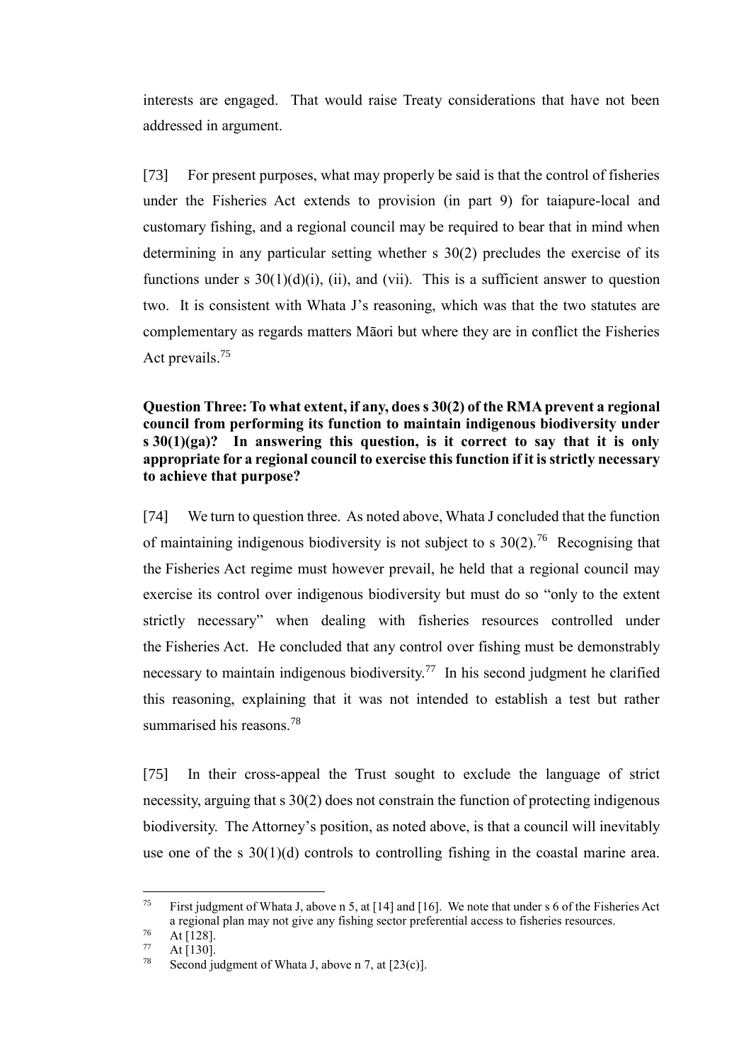interests are engaged. That would raise Treaty considerations that have not been addressed in argument.

[73] For present purposes, what may properly be said is that the control of fisheries under the Fisheries Act extends to provision (in part 9) for taiapure-local and customary fishing, and a regional council may be required to bear that in mind when determining in any particular setting whether s 30(2) precludes the exercise of its functions under s 30(1)(d)(i), (ii), and (vii). This is a sufficient answer to question two. It is consistent with Whata J's reasoning, which was that the two statutes are complementary as regards matters Māori but where they are in conflict the Fisheries Act prevails.[75]

**Question Three: To what extent, if any, does s 30(2) of the RMA prevent a regional council from performing its function to maintain indigenous biodiversity under s 30(1)(ga)? In answering this question, is it correct to say that it is only appropriate for a regional council to exercise this function if it is strictly necessary to achieve that purpose?**

[74] We turn to question three. As noted above, Whata J concluded that the function of maintaining indigenous biodiversity is not subject to s 30(2).[76] Recognising that the Fisheries Act regime must however prevail, he held that a regional council may exercise its control over indigenous biodiversity but must do so "only to the extent strictly necessary" when dealing with fisheries resources controlled under the Fisheries Act. He concluded that any control over fishing must be demonstrably necessary to maintain indigenous biodiversity.[77] In his second judgment he clarified this reasoning, explaining that it was not intended to establish a test but rather summarised his reasons.[78]

[75] In their cross-appeal the Trust sought to exclude the language of strict necessity, arguing that s 30(2) does not constrain the function of protecting indigenous biodiversity. The Attorney's position, as noted above, is that a council will inevitably use one of the s 30(1)(d) controls to controlling fishing in the coastal marine area.

---

[75] First judgment of Whata J, above n 5, at [14] and [16]. We note that under s 6 of the Fisheries Act a regional plan may not give any fishing sector preferential access to fisheries resources.

[76] At [128].

[77] At [130].

[78] Second judgment of Whata J, above n 7, at [23(c)].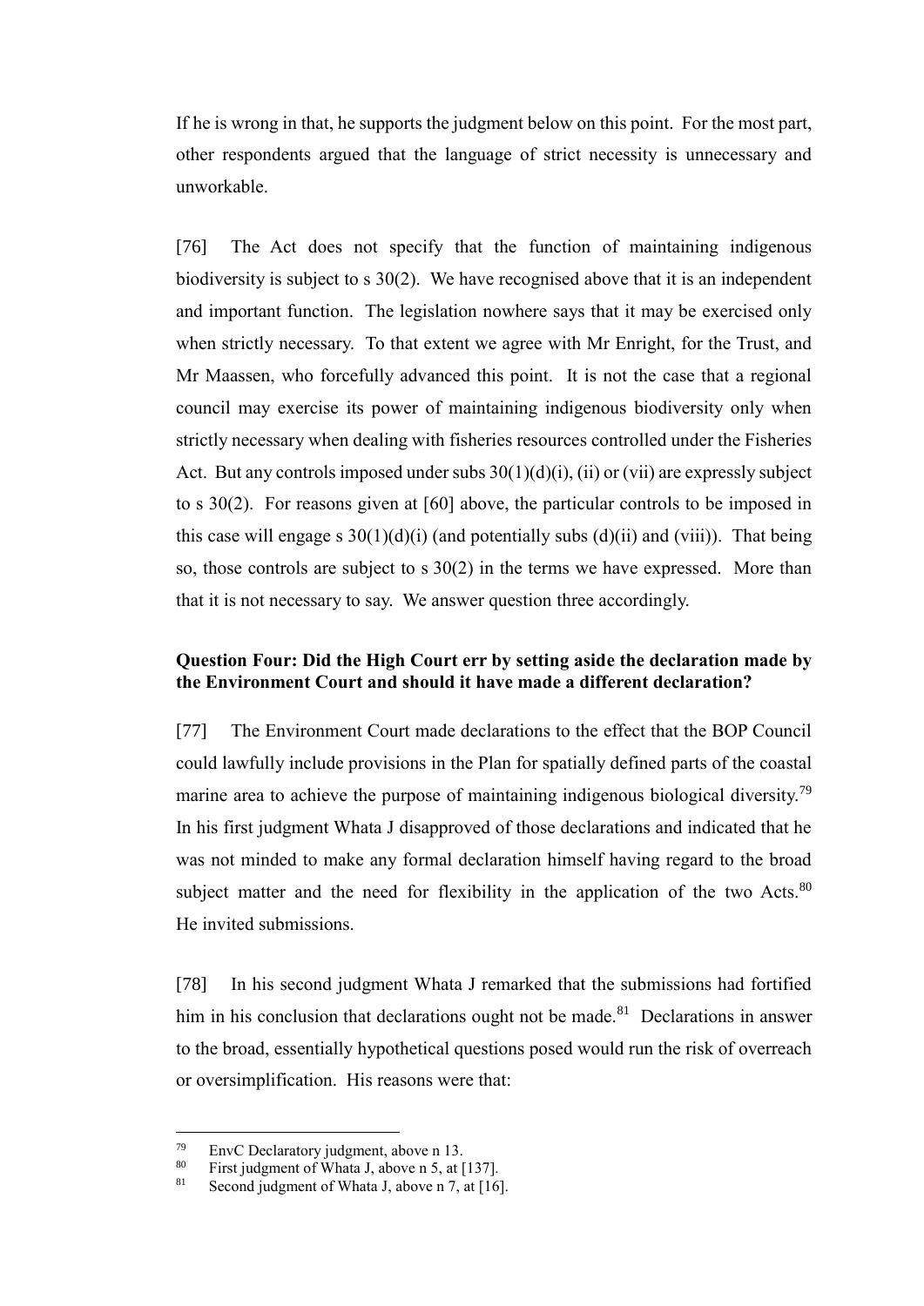If he is wrong in that, he supports the judgment below on this point. For the most part, other respondents argued that the language of strict necessity is unnecessary and unworkable.

[76] The Act does not specify that the function of maintaining indigenous biodiversity is subject to s 30(2). We have recognised above that it is an independent and important function. The legislation nowhere says that it may be exercised only when strictly necessary. To that extent we agree with Mr Enright, for the Trust, and Mr Maassen, who forcefully advanced this point. It is not the case that a regional council may exercise its power of maintaining indigenous biodiversity only when strictly necessary when dealing with fisheries resources controlled under the Fisheries Act. But any controls imposed under subs 30(1)(d)(i), (ii) or (vii) are expressly subject to s 30(2). For reasons given at [60] above, the particular controls to be imposed in this case will engage s 30(1)(d)(i) (and potentially subs (d)(ii) and (viii)). That being so, those controls are subject to s 30(2) in the terms we have expressed. More than that it is not necessary to say. We answer question three accordingly.

**Question Four: Did the High Court err by setting aside the declaration made by the Environment Court and should it have made a different declaration?**

[77] The Environment Court made declarations to the effect that the BOP Council could lawfully include provisions in the Plan for spatially defined parts of the coastal marine area to achieve the purpose of maintaining indigenous biological diversity.[79] In his first judgment Whata J disapproved of those declarations and indicated that he was not minded to make any formal declaration himself having regard to the broad subject matter and the need for flexibility in the application of the two Acts.[80] He invited submissions.

[78] In his second judgment Whata J remarked that the submissions had fortified him in his conclusion that declarations ought not be made.[81] Declarations in answer to the broad, essentially hypothetical questions posed would run the risk of overreach or oversimplification. His reasons were that:

---

[79] EnvC Declaratory judgment, above n 13.

[80] First judgment of Whata J, above n 5, at [137].

[81] Second judgment of Whata J, above n 7, at [16].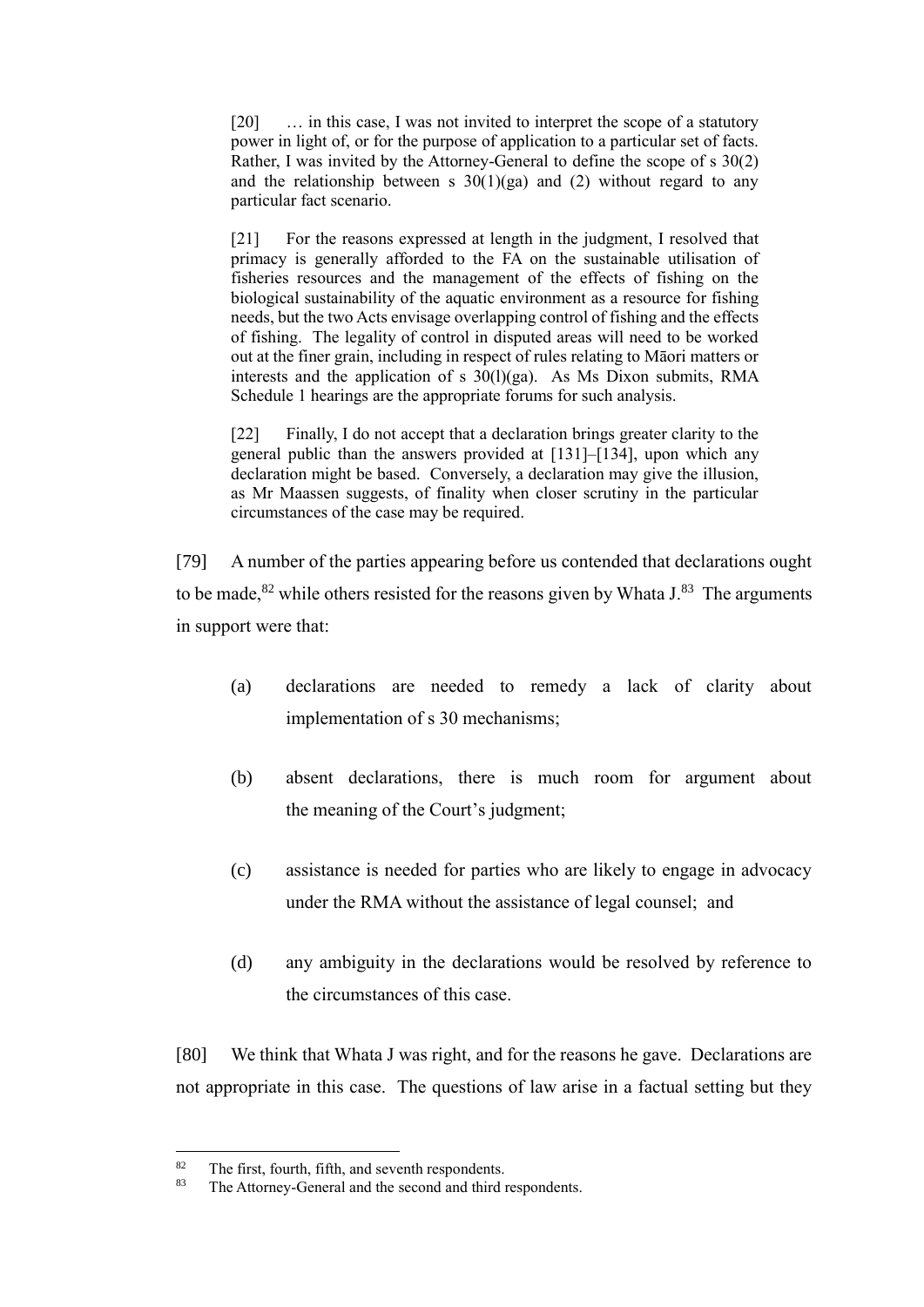> [20] … in this case, I was not invited to interpret the scope of a statutory power in light of, or for the purpose of application to a particular set of facts. Rather, I was invited by the Attorney-General to define the scope of s 30(2) and the relationship between s 30(1)(ga) and (2) without regard to any particular fact scenario.
>
> [21] For the reasons expressed at length in the judgment, I resolved that primacy is generally afforded to the FA on the sustainable utilisation of fisheries resources and the management of the effects of fishing on the biological sustainability of the aquatic environment as a resource for fishing needs, but the two Acts envisage overlapping control of fishing and the effects of fishing. The legality of control in disputed areas will need to be worked out at the finer grain, including in respect of rules relating to Māori matters or interests and the application of s 30(l)(ga). As Ms Dixon submits, RMA Schedule 1 hearings are the appropriate forums for such analysis.
>
> [22] Finally, I do not accept that a declaration brings greater clarity to the general public than the answers provided at [131]–[134], upon which any declaration might be based. Conversely, a declaration may give the illusion, as Mr Maassen suggests, of finality when closer scrutiny in the particular circumstances of the case may be required.

[79] A number of the parties appearing before us contended that declarations ought to be made,[82] while others resisted for the reasons given by Whata J.[83] The arguments in support were that:

(a) declarations are needed to remedy a lack of clarity about implementation of s 30 mechanisms;

(b) absent declarations, there is much room for argument about the meaning of the Court's judgment;

(c) assistance is needed for parties who are likely to engage in advocacy under the RMA without the assistance of legal counsel; and

(d) any ambiguity in the declarations would be resolved by reference to the circumstances of this case.

[80] We think that Whata J was right, and for the reasons he gave. Declarations are not appropriate in this case. The questions of law arise in a factual setting but they

---

[82] The first, fourth, fifth, and seventh respondents.

[83] The Attorney-General and the second and third respondents.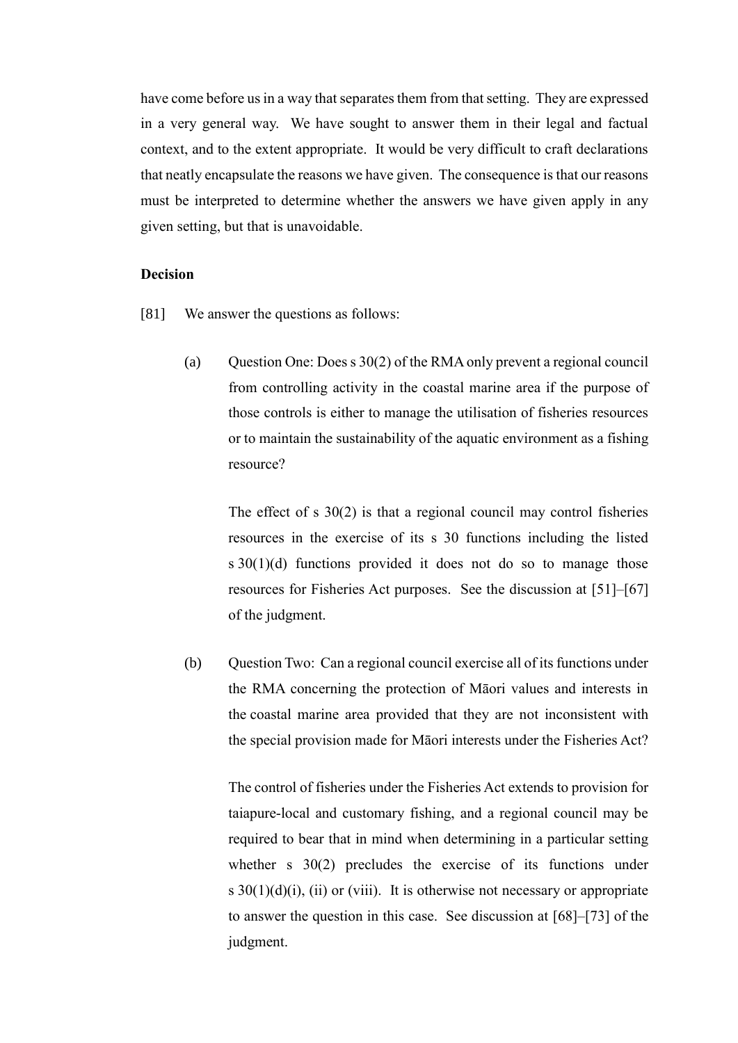have come before us in a way that separates them from that setting. They are expressed in a very general way. We have sought to answer them in their legal and factual context, and to the extent appropriate. It would be very difficult to craft declarations that neatly encapsulate the reasons we have given. The consequence is that our reasons must be interpreted to determine whether the answers we have given apply in any given setting, but that is unavoidable.

**Decision**

[81] We answer the questions as follows:

(a) Question One: Does s 30(2) of the RMA only prevent a regional council from controlling activity in the coastal marine area if the purpose of those controls is either to manage the utilisation of fisheries resources or to maintain the sustainability of the aquatic environment as a fishing resource?

The effect of s 30(2) is that a regional council may control fisheries resources in the exercise of its s 30 functions including the listed s 30(1)(d) functions provided it does not do so to manage those resources for Fisheries Act purposes. See the discussion at [51]–[67] of the judgment.

(b) Question Two: Can a regional council exercise all of its functions under the RMA concerning the protection of Māori values and interests in the coastal marine area provided that they are not inconsistent with the special provision made for Māori interests under the Fisheries Act?

The control of fisheries under the Fisheries Act extends to provision for taiapure-local and customary fishing, and a regional council may be required to bear that in mind when determining in a particular setting whether s 30(2) precludes the exercise of its functions under s 30(1)(d)(i), (ii) or (viii). It is otherwise not necessary or appropriate to answer the question in this case. See discussion at [68]–[73] of the judgment.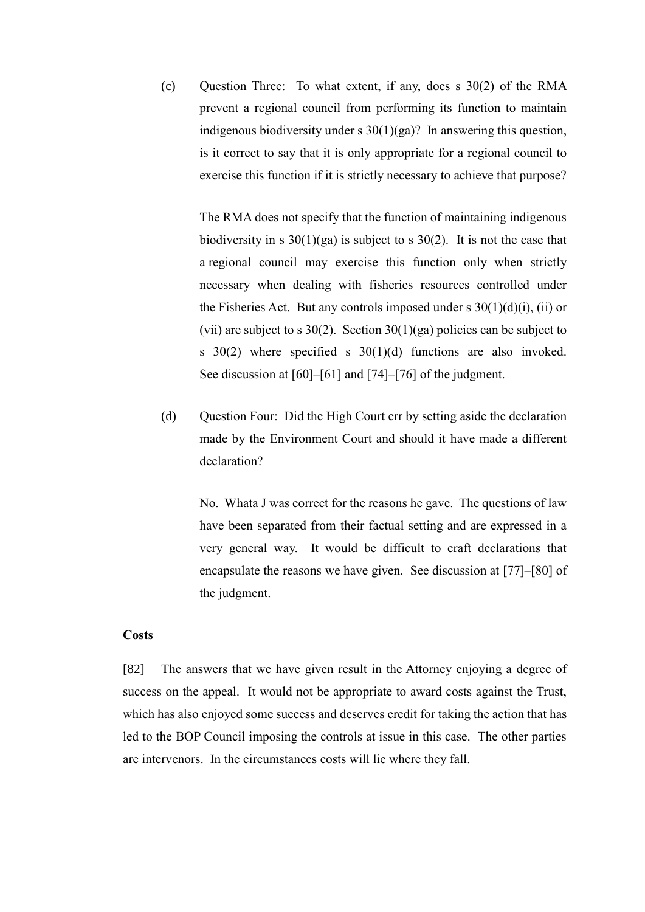(c) Question Three: To what extent, if any, does s 30(2) of the RMA prevent a regional council from performing its function to maintain indigenous biodiversity under s 30(1)(ga)? In answering this question, is it correct to say that it is only appropriate for a regional council to exercise this function if it is strictly necessary to achieve that purpose?

  The RMA does not specify that the function of maintaining indigenous biodiversity in s 30(1)(ga) is subject to s 30(2). It is not the case that a regional council may exercise this function only when strictly necessary when dealing with fisheries resources controlled under the Fisheries Act. But any controls imposed under s 30(1)(d)(i), (ii) or (vii) are subject to s 30(2). Section 30(1)(ga) policies can be subject to s 30(2) where specified s 30(1)(d) functions are also invoked. See discussion at [60]–[61] and [74]–[76] of the judgment.

(d) Question Four: Did the High Court err by setting aside the declaration made by the Environment Court and should it have made a different declaration?

  No. Whata J was correct for the reasons he gave. The questions of law have been separated from their factual setting and are expressed in a very general way. It would be difficult to craft declarations that encapsulate the reasons we have given. See discussion at [77]–[80] of the judgment.

**Costs**

[82] The answers that we have given result in the Attorney enjoying a degree of success on the appeal. It would not be appropriate to award costs against the Trust, which has also enjoyed some success and deserves credit for taking the action that has led to the BOP Council imposing the controls at issue in this case. The other parties are intervenors. In the circumstances costs will lie where they fall.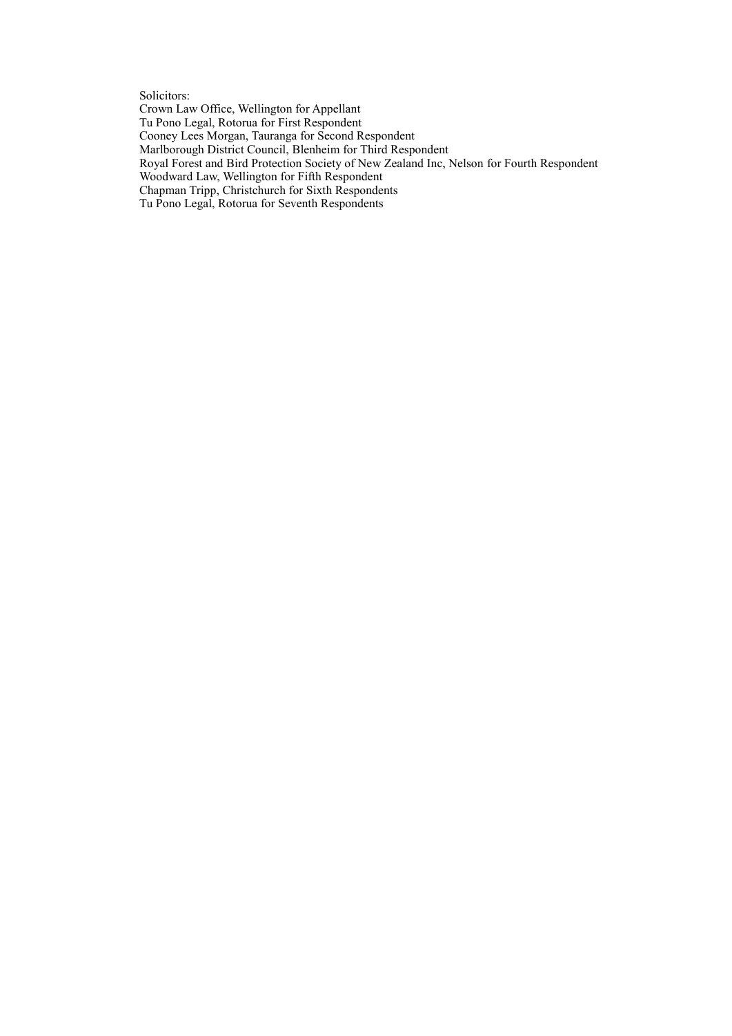Solicitors:
Crown Law Office, Wellington for Appellant
Tu Pono Legal, Rotorua for First Respondent
Cooney Lees Morgan, Tauranga for Second Respondent
Marlborough District Council, Blenheim for Third Respondent
Royal Forest and Bird Protection Society of New Zealand Inc, Nelson for Fourth Respondent
Woodward Law, Wellington for Fifth Respondent
Chapman Tripp, Christchurch for Sixth Respondents
Tu Pono Legal, Rotorua for Seventh Respondents